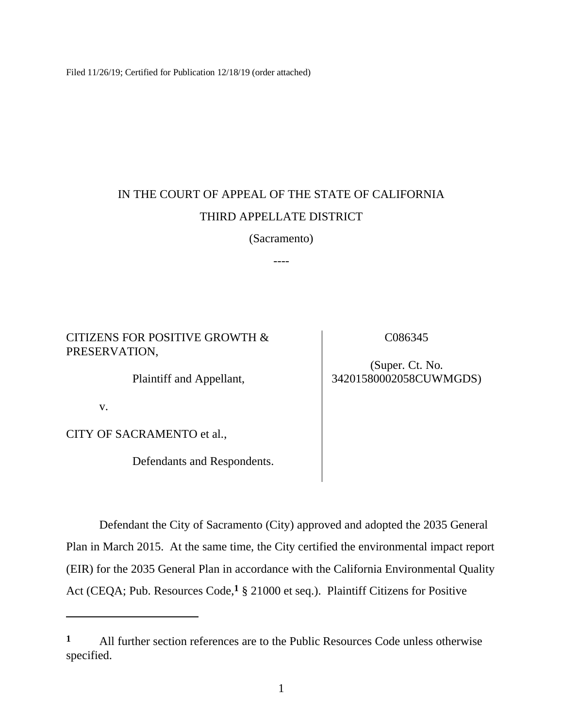Filed 11/26/19; Certified for Publication 12/18/19 (order attached)

IN THE COURT OF APPEAL OF THE STATE OF CALIFORNIA

THIRD APPELLATE DISTRICT

(Sacramento)

----

| | |
|---|---|
| CITIZENS FOR POSITIVE GROWTH & PRESERVATION,<br><br>Plaintiff and Appellant,<br><br>v.<br><br>CITY OF SACRAMENTO et al.,<br><br>Defendants and Respondents. | C086345<br><br>(Super. Ct. No. 34201580002058CUWMGDS) |

Defendant the City of Sacramento (City) approved and adopted the 2035 General Plan in March 2015. At the same time, the City certified the environmental impact report (EIR) for the 2035 General Plan in accordance with the California Environmental Quality Act (CEQA; Pub. Resources Code,[1] § 21000 et seq.). Plaintiff Citizens for Positive

[1] All further section references are to the Public Resources Code unless otherwise specified.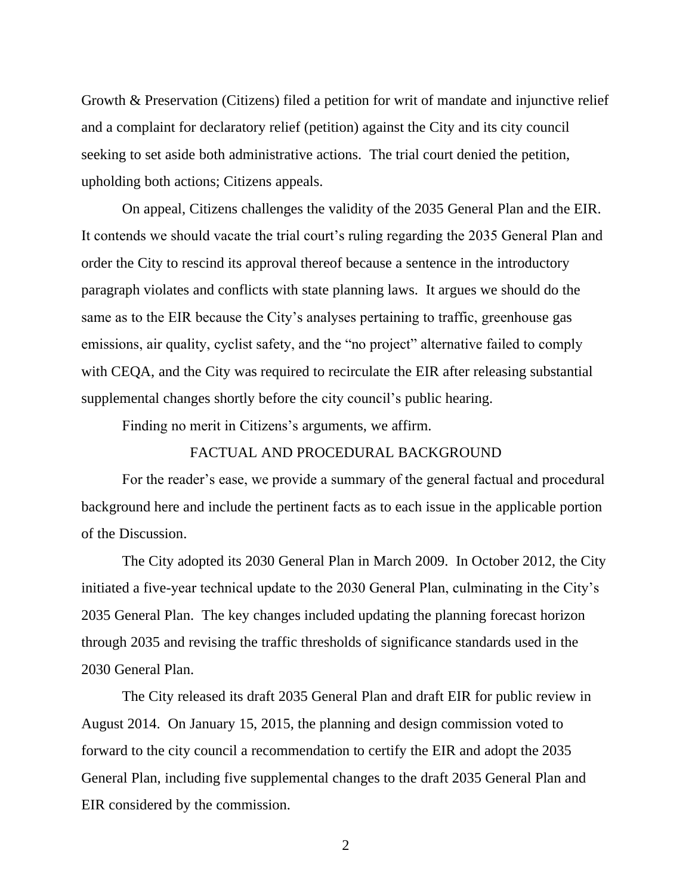Growth & Preservation (Citizens) filed a petition for writ of mandate and injunctive relief and a complaint for declaratory relief (petition) against the City and its city council seeking to set aside both administrative actions. The trial court denied the petition, upholding both actions; Citizens appeals.

On appeal, Citizens challenges the validity of the 2035 General Plan and the EIR. It contends we should vacate the trial court's ruling regarding the 2035 General Plan and order the City to rescind its approval thereof because a sentence in the introductory paragraph violates and conflicts with state planning laws. It argues we should do the same as to the EIR because the City's analyses pertaining to traffic, greenhouse gas emissions, air quality, cyclist safety, and the "no project" alternative failed to comply with CEQA, and the City was required to recirculate the EIR after releasing substantial supplemental changes shortly before the city council's public hearing.

Finding no merit in Citizens's arguments, we affirm.

## FACTUAL AND PROCEDURAL BACKGROUND

For the reader's ease, we provide a summary of the general factual and procedural background here and include the pertinent facts as to each issue in the applicable portion of the Discussion.

The City adopted its 2030 General Plan in March 2009. In October 2012, the City initiated a five-year technical update to the 2030 General Plan, culminating in the City's 2035 General Plan. The key changes included updating the planning forecast horizon through 2035 and revising the traffic thresholds of significance standards used in the 2030 General Plan.

The City released its draft 2035 General Plan and draft EIR for public review in August 2014. On January 15, 2015, the planning and design commission voted to forward to the city council a recommendation to certify the EIR and adopt the 2035 General Plan, including five supplemental changes to the draft 2035 General Plan and EIR considered by the commission.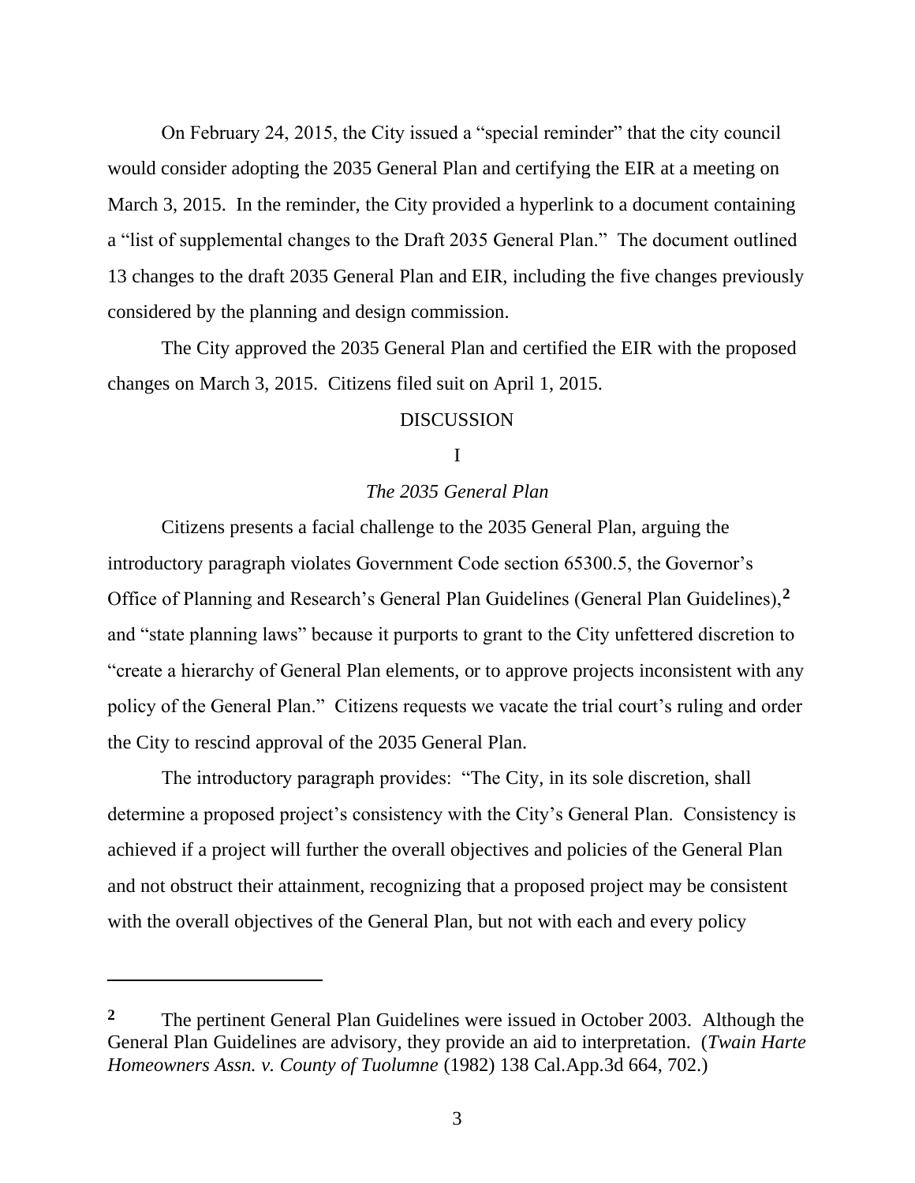On February 24, 2015, the City issued a "special reminder" that the city council would consider adopting the 2035 General Plan and certifying the EIR at a meeting on March 3, 2015. In the reminder, the City provided a hyperlink to a document containing a "list of supplemental changes to the Draft 2035 General Plan." The document outlined 13 changes to the draft 2035 General Plan and EIR, including the five changes previously considered by the planning and design commission.

The City approved the 2035 General Plan and certified the EIR with the proposed changes on March 3, 2015. Citizens filed suit on April 1, 2015.

DISCUSSION

I

*The 2035 General Plan*

Citizens presents a facial challenge to the 2035 General Plan, arguing the introductory paragraph violates Government Code section 65300.5, the Governor's Office of Planning and Research's General Plan Guidelines (General Plan Guidelines),[2] and "state planning laws" because it purports to grant to the City unfettered discretion to "create a hierarchy of General Plan elements, or to approve projects inconsistent with any policy of the General Plan." Citizens requests we vacate the trial court's ruling and order the City to rescind approval of the 2035 General Plan.

The introductory paragraph provides: "The City, in its sole discretion, shall determine a proposed project's consistency with the City's General Plan. Consistency is achieved if a project will further the overall objectives and policies of the General Plan and not obstruct their attainment, recognizing that a proposed project may be consistent with the overall objectives of the General Plan, but not with each and every policy

---

[2] The pertinent General Plan Guidelines were issued in October 2003. Although the General Plan Guidelines are advisory, they provide an aid to interpretation. (*Twain Harte Homeowners Assn. v. County of Tuolumne* (1982) 138 Cal.App.3d 664, 702.)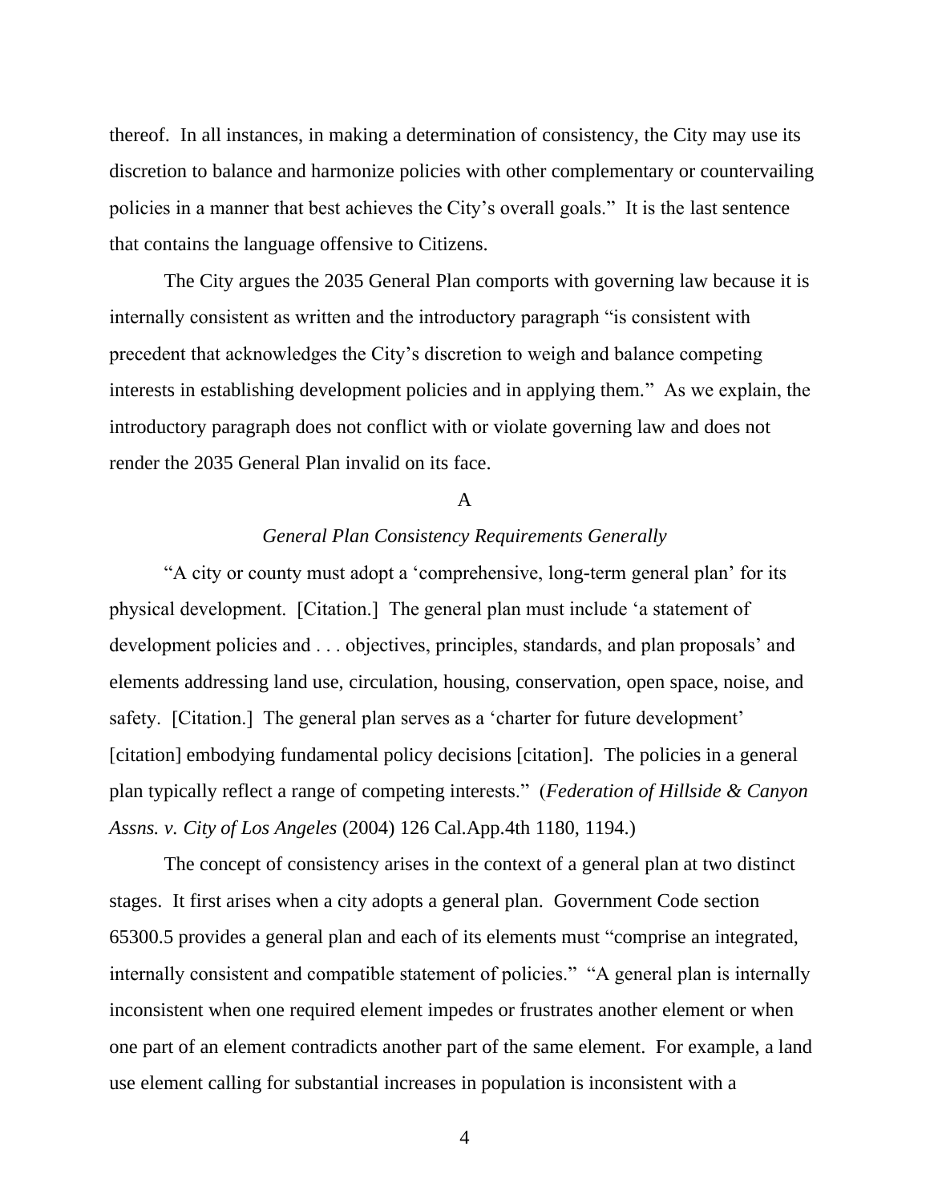thereof. In all instances, in making a determination of consistency, the City may use its discretion to balance and harmonize policies with other complementary or countervailing policies in a manner that best achieves the City's overall goals." It is the last sentence that contains the language offensive to Citizens.

The City argues the 2035 General Plan comports with governing law because it is internally consistent as written and the introductory paragraph "is consistent with precedent that acknowledges the City's discretion to weigh and balance competing interests in establishing development policies and in applying them." As we explain, the introductory paragraph does not conflict with or violate governing law and does not render the 2035 General Plan invalid on its face.

A

*General Plan Consistency Requirements Generally*

"A city or county must adopt a 'comprehensive, long-term general plan' for its physical development. [Citation.] The general plan must include 'a statement of development policies and . . . objectives, principles, standards, and plan proposals' and elements addressing land use, circulation, housing, conservation, open space, noise, and safety. [Citation.] The general plan serves as a 'charter for future development' [citation] embodying fundamental policy decisions [citation]. The policies in a general plan typically reflect a range of competing interests." (*Federation of Hillside & Canyon Assns. v. City of Los Angeles* (2004) 126 Cal.App.4th 1180, 1194.)

The concept of consistency arises in the context of a general plan at two distinct stages. It first arises when a city adopts a general plan. Government Code section 65300.5 provides a general plan and each of its elements must "comprise an integrated, internally consistent and compatible statement of policies." "A general plan is internally inconsistent when one required element impedes or frustrates another element or when one part of an element contradicts another part of the same element. For example, a land use element calling for substantial increases in population is inconsistent with a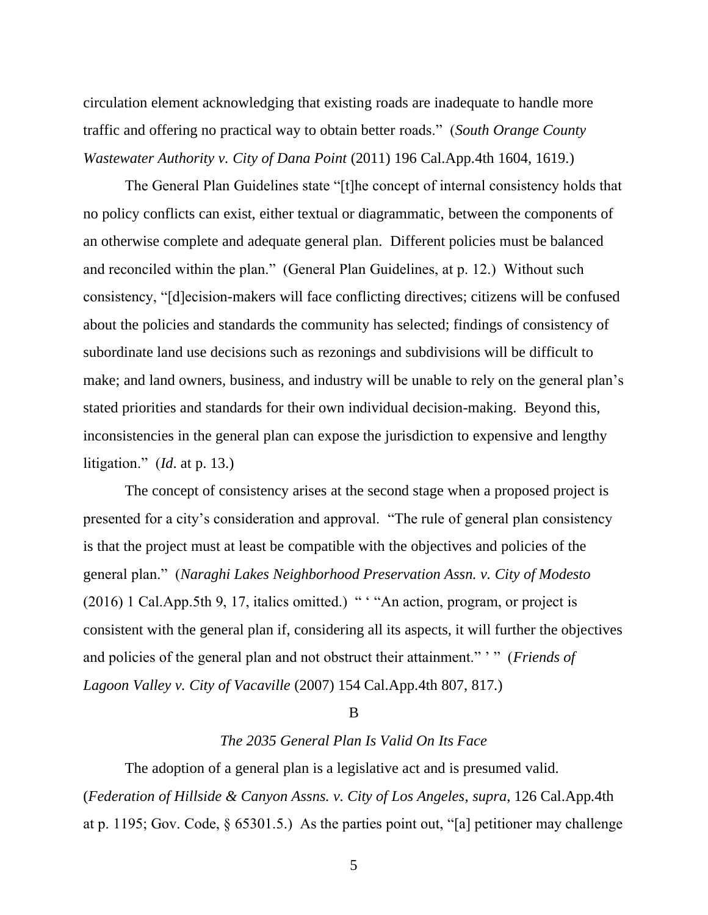circulation element acknowledging that existing roads are inadequate to handle more traffic and offering no practical way to obtain better roads." (*South Orange County Wastewater Authority v. City of Dana Point* (2011) 196 Cal.App.4th 1604, 1619.)

The General Plan Guidelines state "[t]he concept of internal consistency holds that no policy conflicts can exist, either textual or diagrammatic, between the components of an otherwise complete and adequate general plan. Different policies must be balanced and reconciled within the plan." (General Plan Guidelines, at p. 12.) Without such consistency, "[d]ecision-makers will face conflicting directives; citizens will be confused about the policies and standards the community has selected; findings of consistency of subordinate land use decisions such as rezonings and subdivisions will be difficult to make; and land owners, business, and industry will be unable to rely on the general plan's stated priorities and standards for their own individual decision-making. Beyond this, inconsistencies in the general plan can expose the jurisdiction to expensive and lengthy litigation." (*Id*. at p. 13.)

The concept of consistency arises at the second stage when a proposed project is presented for a city's consideration and approval. "The rule of general plan consistency is that the project must at least be compatible with the objectives and policies of the general plan." (*Naraghi Lakes Neighborhood Preservation Assn. v. City of Modesto* (2016) 1 Cal.App.5th 9, 17, italics omitted.) " ' "An action, program, or project is consistent with the general plan if, considering all its aspects, it will further the objectives and policies of the general plan and not obstruct their attainment." ' " (*Friends of Lagoon Valley v. City of Vacaville* (2007) 154 Cal.App.4th 807, 817.)

B

*The 2035 General Plan Is Valid On Its Face*

The adoption of a general plan is a legislative act and is presumed valid. (*Federation of Hillside & Canyon Assns. v. City of Los Angeles*, *supra*, 126 Cal.App.4th at p. 1195; Gov. Code, § 65301.5.) As the parties point out, "[a] petitioner may challenge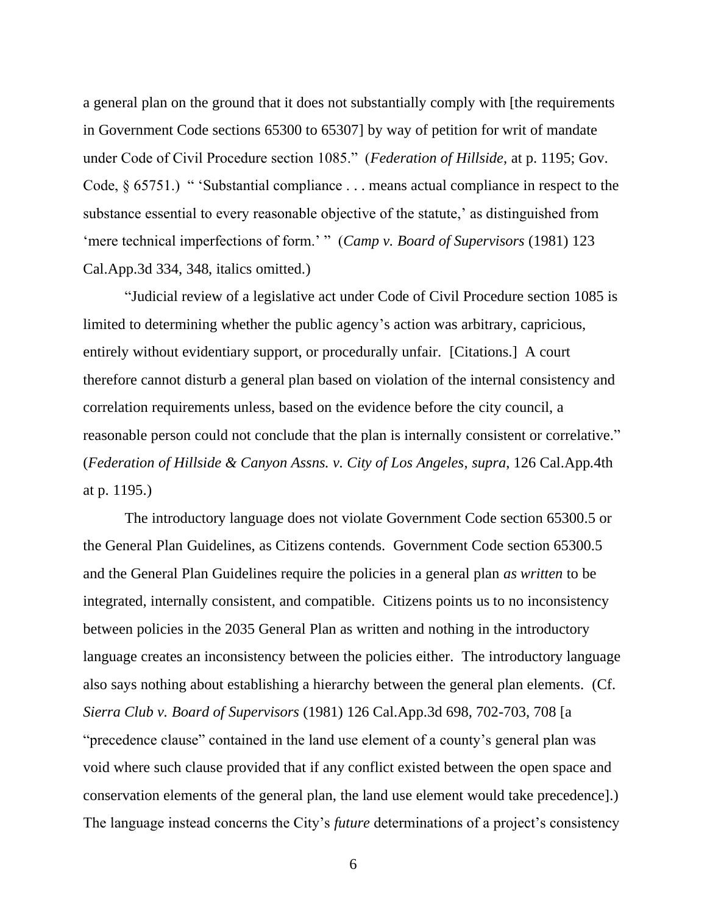a general plan on the ground that it does not substantially comply with [the requirements in Government Code sections 65300 to 65307] by way of petition for writ of mandate under Code of Civil Procedure section 1085." (*Federation of Hillside*, at p. 1195; Gov. Code, § 65751.) " 'Substantial compliance . . . means actual compliance in respect to the substance essential to every reasonable objective of the statute,' as distinguished from 'mere technical imperfections of form.' " (*Camp v. Board of Supervisors* (1981) 123 Cal.App.3d 334, 348, italics omitted.)

"Judicial review of a legislative act under Code of Civil Procedure section 1085 is limited to determining whether the public agency's action was arbitrary, capricious, entirely without evidentiary support, or procedurally unfair. [Citations.] A court therefore cannot disturb a general plan based on violation of the internal consistency and correlation requirements unless, based on the evidence before the city council, a reasonable person could not conclude that the plan is internally consistent or correlative." (*Federation of Hillside & Canyon Assns. v. City of Los Angeles*, *supra*, 126 Cal.App.4th at p. 1195.)

The introductory language does not violate Government Code section 65300.5 or the General Plan Guidelines, as Citizens contends. Government Code section 65300.5 and the General Plan Guidelines require the policies in a general plan *as written* to be integrated, internally consistent, and compatible. Citizens points us to no inconsistency between policies in the 2035 General Plan as written and nothing in the introductory language creates an inconsistency between the policies either. The introductory language also says nothing about establishing a hierarchy between the general plan elements. (Cf. *Sierra Club v. Board of Supervisors* (1981) 126 Cal.App.3d 698, 702-703, 708 [a "precedence clause" contained in the land use element of a county's general plan was void where such clause provided that if any conflict existed between the open space and conservation elements of the general plan, the land use element would take precedence].) The language instead concerns the City's *future* determinations of a project's consistency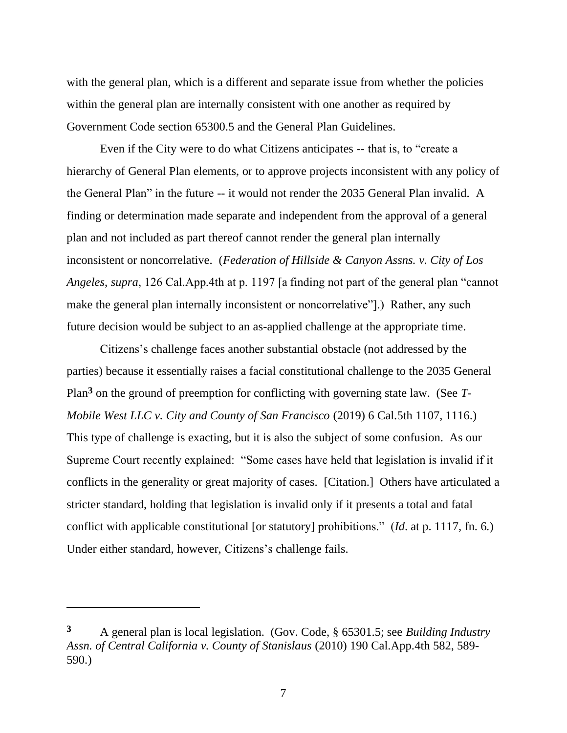with the general plan, which is a different and separate issue from whether the policies within the general plan are internally consistent with one another as required by Government Code section 65300.5 and the General Plan Guidelines.

Even if the City were to do what Citizens anticipates -- that is, to "create a hierarchy of General Plan elements, or to approve projects inconsistent with any policy of the General Plan" in the future -- it would not render the 2035 General Plan invalid. A finding or determination made separate and independent from the approval of a general plan and not included as part thereof cannot render the general plan internally inconsistent or noncorrelative. (*Federation of Hillside & Canyon Assns. v. City of Los Angeles*, *supra*, 126 Cal.App.4th at p. 1197 [a finding not part of the general plan "cannot make the general plan internally inconsistent or noncorrelative"].) Rather, any such future decision would be subject to an as-applied challenge at the appropriate time.

Citizens's challenge faces another substantial obstacle (not addressed by the parties) because it essentially raises a facial constitutional challenge to the 2035 General Plan[3] on the ground of preemption for conflicting with governing state law. (See *T-Mobile West LLC v. City and County of San Francisco* (2019) 6 Cal.5th 1107, 1116.) This type of challenge is exacting, but it is also the subject of some confusion. As our Supreme Court recently explained: "Some cases have held that legislation is invalid if it conflicts in the generality or great majority of cases. [Citation.] Others have articulated a stricter standard, holding that legislation is invalid only if it presents a total and fatal conflict with applicable constitutional [or statutory] prohibitions." (*Id.* at p. 1117, fn. 6.) Under either standard, however, Citizens's challenge fails.

---

[3] A general plan is local legislation. (Gov. Code, § 65301.5; see *Building Industry Assn. of Central California v. County of Stanislaus* (2010) 190 Cal.App.4th 582, 589-590.)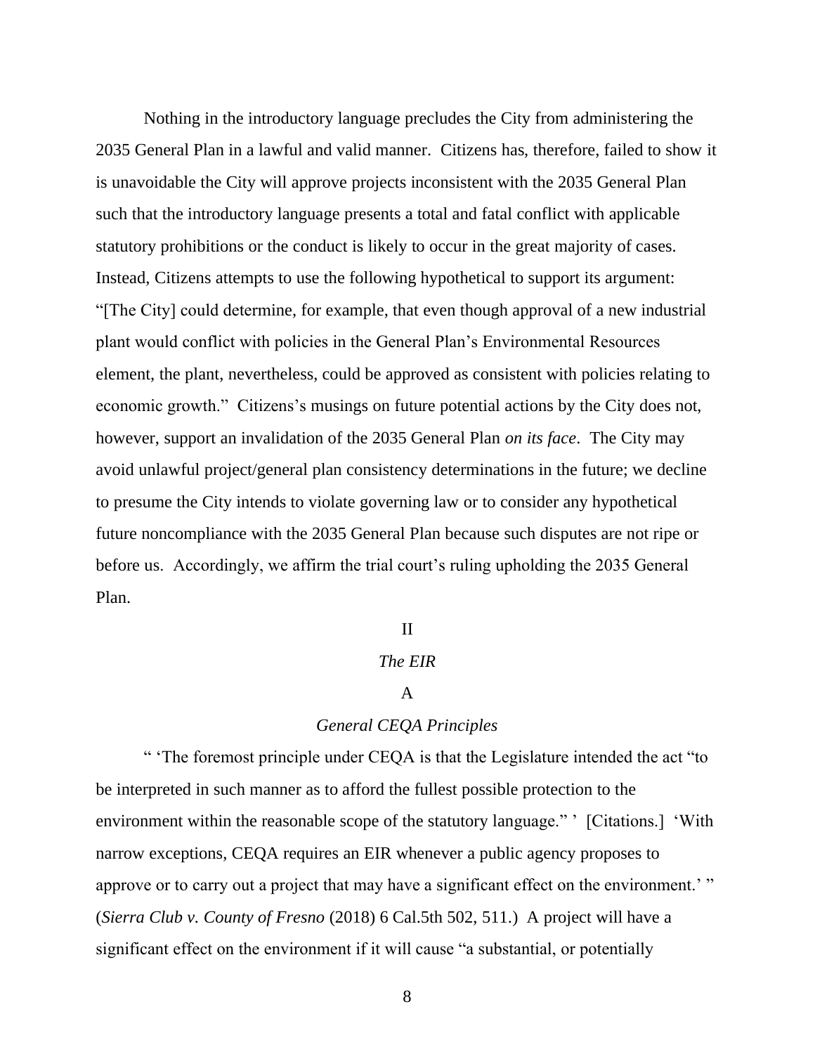Nothing in the introductory language precludes the City from administering the 2035 General Plan in a lawful and valid manner. Citizens has, therefore, failed to show it is unavoidable the City will approve projects inconsistent with the 2035 General Plan such that the introductory language presents a total and fatal conflict with applicable statutory prohibitions or the conduct is likely to occur in the great majority of cases. Instead, Citizens attempts to use the following hypothetical to support its argument: "[The City] could determine, for example, that even though approval of a new industrial plant would conflict with policies in the General Plan's Environmental Resources element, the plant, nevertheless, could be approved as consistent with policies relating to economic growth." Citizens's musings on future potential actions by the City does not, however, support an invalidation of the 2035 General Plan *on its face*. The City may avoid unlawful project/general plan consistency determinations in the future; we decline to presume the City intends to violate governing law or to consider any hypothetical future noncompliance with the 2035 General Plan because such disputes are not ripe or before us. Accordingly, we affirm the trial court's ruling upholding the 2035 General Plan.

## II

## *The EIR*

### A

### *General CEQA Principles*

" 'The foremost principle under CEQA is that the Legislature intended the act "to be interpreted in such manner as to afford the fullest possible protection to the environment within the reasonable scope of the statutory language." ' [Citations.] 'With narrow exceptions, CEQA requires an EIR whenever a public agency proposes to approve or to carry out a project that may have a significant effect on the environment.' " (*Sierra Club v. County of Fresno* (2018) 6 Cal.5th 502, 511.) A project will have a significant effect on the environment if it will cause "a substantial, or potentially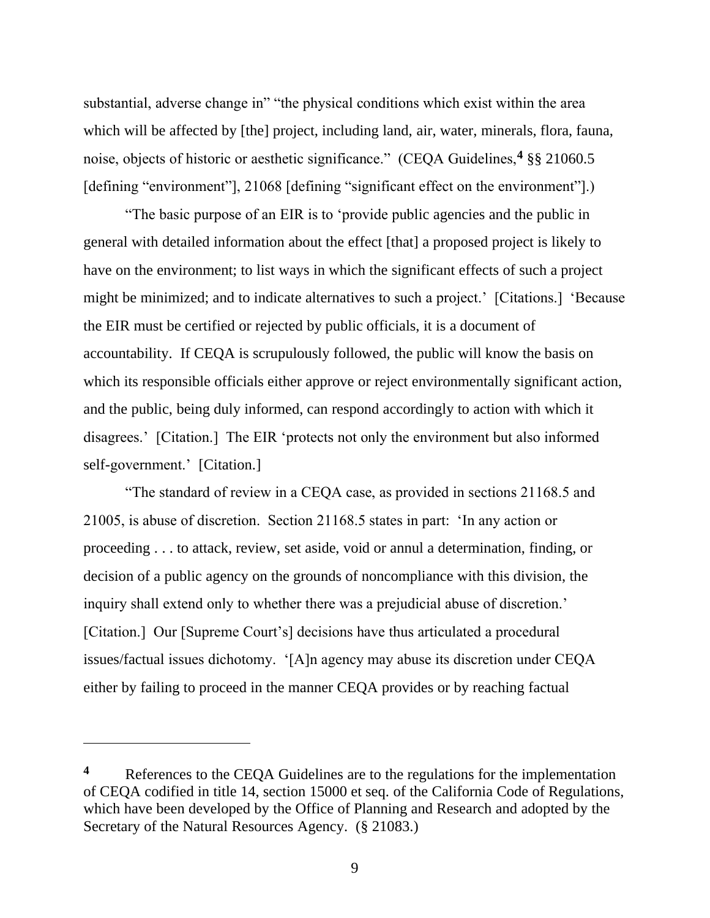substantial, adverse change in" "the physical conditions which exist within the area which will be affected by [the] project, including land, air, water, minerals, flora, fauna, noise, objects of historic or aesthetic significance." (CEQA Guidelines,[4] §§ 21060.5 [defining "environment"], 21068 [defining "significant effect on the environment"].)

"The basic purpose of an EIR is to 'provide public agencies and the public in general with detailed information about the effect [that] a proposed project is likely to have on the environment; to list ways in which the significant effects of such a project might be minimized; and to indicate alternatives to such a project.' [Citations.] 'Because the EIR must be certified or rejected by public officials, it is a document of accountability. If CEQA is scrupulously followed, the public will know the basis on which its responsible officials either approve or reject environmentally significant action, and the public, being duly informed, can respond accordingly to action with which it disagrees.' [Citation.] The EIR 'protects not only the environment but also informed self-government.' [Citation.]

"The standard of review in a CEQA case, as provided in sections 21168.5 and 21005, is abuse of discretion. Section 21168.5 states in part: 'In any action or proceeding . . . to attack, review, set aside, void or annul a determination, finding, or decision of a public agency on the grounds of noncompliance with this division, the inquiry shall extend only to whether there was a prejudicial abuse of discretion.' [Citation.] Our [Supreme Court's] decisions have thus articulated a procedural issues/factual issues dichotomy. '[A]n agency may abuse its discretion under CEQA either by failing to proceed in the manner CEQA provides or by reaching factual

---

[4] References to the CEQA Guidelines are to the regulations for the implementation of CEQA codified in title 14, section 15000 et seq. of the California Code of Regulations, which have been developed by the Office of Planning and Research and adopted by the Secretary of the Natural Resources Agency. (§ 21083.)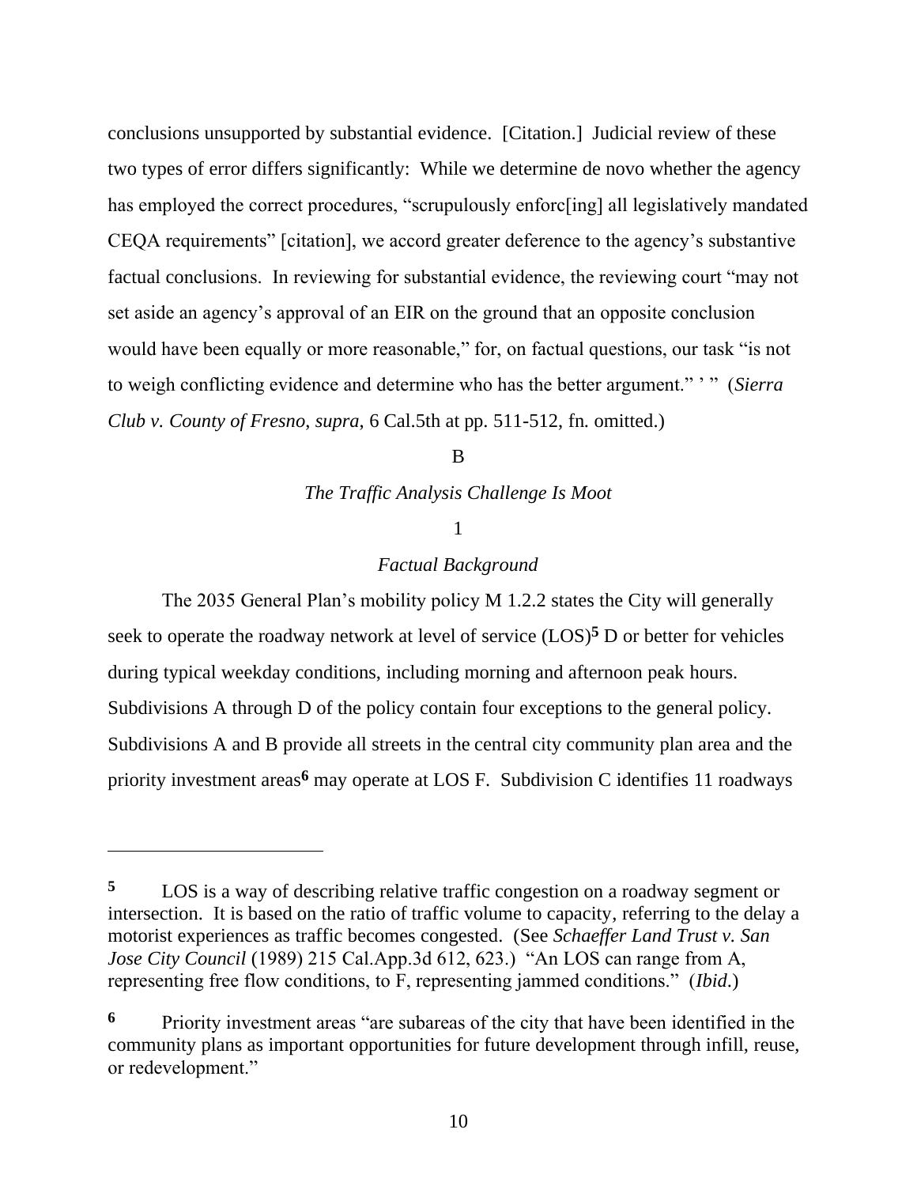conclusions unsupported by substantial evidence. [Citation.] Judicial review of these two types of error differs significantly: While we determine de novo whether the agency has employed the correct procedures, "scrupulously enforc[ing] all legislatively mandated CEQA requirements" [citation], we accord greater deference to the agency's substantive factual conclusions. In reviewing for substantial evidence, the reviewing court "may not set aside an agency's approval of an EIR on the ground that an opposite conclusion would have been equally or more reasonable," for, on factual questions, our task "is not to weigh conflicting evidence and determine who has the better argument." ' " (*Sierra Club v. County of Fresno*, *supra*, 6 Cal.5th at pp. 511-512, fn. omitted.)

<center>B</center>

<center>*The Traffic Analysis Challenge Is Moot*</center>

<center>1</center>

<center>*Factual Background*</center>

The 2035 General Plan's mobility policy M 1.2.2 states the City will generally seek to operate the roadway network at level of service (LOS)[5] D or better for vehicles during typical weekday conditions, including morning and afternoon peak hours. Subdivisions A through D of the policy contain four exceptions to the general policy. Subdivisions A and B provide all streets in the central city community plan area and the priority investment areas[6] may operate at LOS F. Subdivision C identifies 11 roadways

---

**5** LOS is a way of describing relative traffic congestion on a roadway segment or intersection. It is based on the ratio of traffic volume to capacity, referring to the delay a motorist experiences as traffic becomes congested. (See *Schaeffer Land Trust v. San Jose City Council* (1989) 215 Cal.App.3d 612, 623.) "An LOS can range from A, representing free flow conditions, to F, representing jammed conditions." (*Ibid*.)

**6** Priority investment areas "are subareas of the city that have been identified in the community plans as important opportunities for future development through infill, reuse, or redevelopment."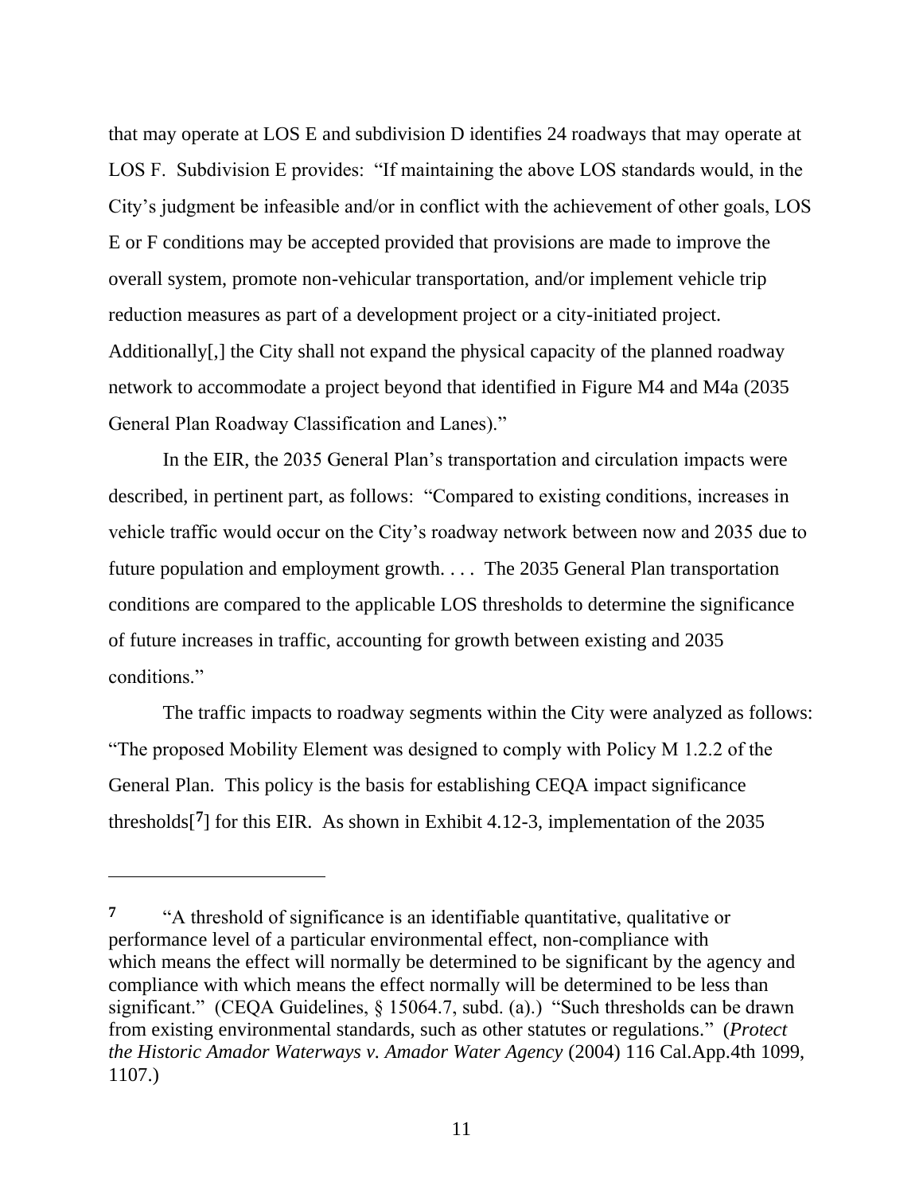that may operate at LOS E and subdivision D identifies 24 roadways that may operate at LOS F. Subdivision E provides: "If maintaining the above LOS standards would, in the City's judgment be infeasible and/or in conflict with the achievement of other goals, LOS E or F conditions may be accepted provided that provisions are made to improve the overall system, promote non-vehicular transportation, and/or implement vehicle trip reduction measures as part of a development project or a city-initiated project. Additionally[,] the City shall not expand the physical capacity of the planned roadway network to accommodate a project beyond that identified in Figure M4 and M4a (2035 General Plan Roadway Classification and Lanes)."

In the EIR, the 2035 General Plan's transportation and circulation impacts were described, in pertinent part, as follows: "Compared to existing conditions, increases in vehicle traffic would occur on the City's roadway network between now and 2035 due to future population and employment growth. . . . The 2035 General Plan transportation conditions are compared to the applicable LOS thresholds to determine the significance of future increases in traffic, accounting for growth between existing and 2035 conditions."

The traffic impacts to roadway segments within the City were analyzed as follows: "The proposed Mobility Element was designed to comply with Policy M 1.2.2 of the General Plan. This policy is the basis for establishing CEQA impact significance thresholds[7] for this EIR. As shown in Exhibit 4.12-3, implementation of the 2035

---

[7] "A threshold of significance is an identifiable quantitative, qualitative or performance level of a particular environmental effect, non-compliance with which means the effect will normally be determined to be significant by the agency and compliance with which means the effect normally will be determined to be less than significant." (CEQA Guidelines, § 15064.7, subd. (a).) "Such thresholds can be drawn from existing environmental standards, such as other statutes or regulations." (*Protect the Historic Amador Waterways v. Amador Water Agency* (2004) 116 Cal.App.4th 1099, 1107.)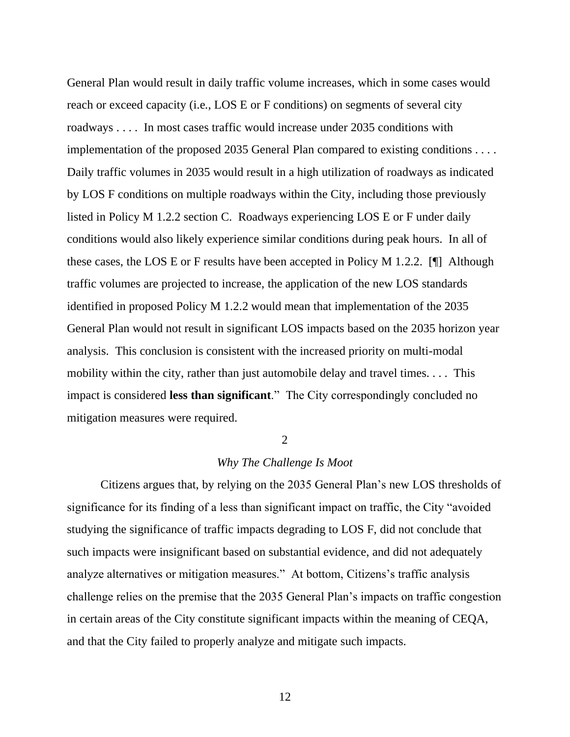General Plan would result in daily traffic volume increases, which in some cases would reach or exceed capacity (i.e., LOS E or F conditions) on segments of several city roadways . . . . In most cases traffic would increase under 2035 conditions with implementation of the proposed 2035 General Plan compared to existing conditions . . . . Daily traffic volumes in 2035 would result in a high utilization of roadways as indicated by LOS F conditions on multiple roadways within the City, including those previously listed in Policy M 1.2.2 section C. Roadways experiencing LOS E or F under daily conditions would also likely experience similar conditions during peak hours. In all of these cases, the LOS E or F results have been accepted in Policy M 1.2.2. [¶] Although traffic volumes are projected to increase, the application of the new LOS standards identified in proposed Policy M 1.2.2 would mean that implementation of the 2035 General Plan would not result in significant LOS impacts based on the 2035 horizon year analysis. This conclusion is consistent with the increased priority on multi-modal mobility within the city, rather than just automobile delay and travel times. . . . This impact is considered **less than significant**." The City correspondingly concluded no mitigation measures were required.

2

*Why The Challenge Is Moot*

Citizens argues that, by relying on the 2035 General Plan's new LOS thresholds of significance for its finding of a less than significant impact on traffic, the City "avoided studying the significance of traffic impacts degrading to LOS F, did not conclude that such impacts were insignificant based on substantial evidence, and did not adequately analyze alternatives or mitigation measures." At bottom, Citizens's traffic analysis challenge relies on the premise that the 2035 General Plan's impacts on traffic congestion in certain areas of the City constitute significant impacts within the meaning of CEQA, and that the City failed to properly analyze and mitigate such impacts.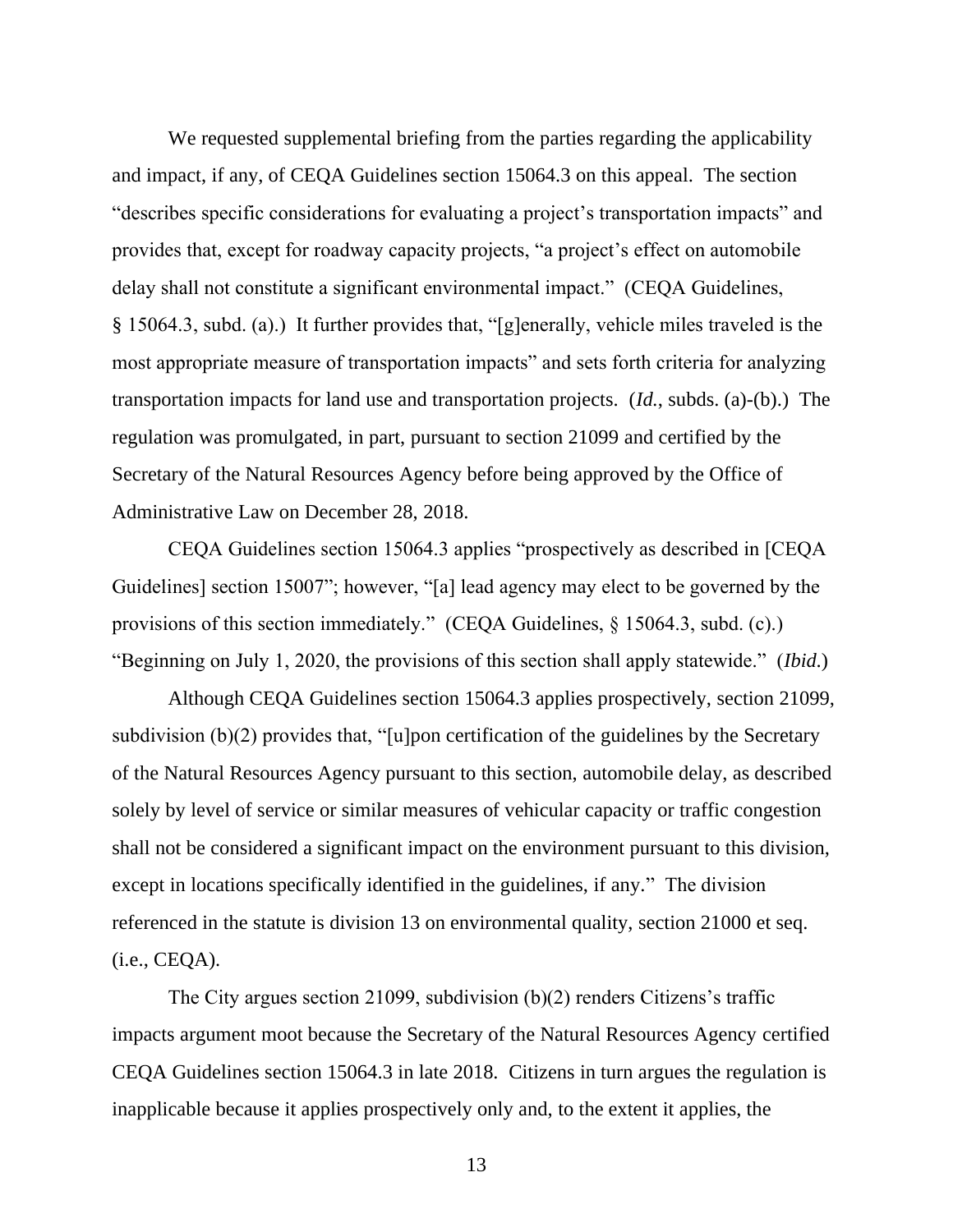We requested supplemental briefing from the parties regarding the applicability and impact, if any, of CEQA Guidelines section 15064.3 on this appeal. The section "describes specific considerations for evaluating a project's transportation impacts" and provides that, except for roadway capacity projects, "a project's effect on automobile delay shall not constitute a significant environmental impact." (CEQA Guidelines, § 15064.3, subd. (a).) It further provides that, "[g]enerally, vehicle miles traveled is the most appropriate measure of transportation impacts" and sets forth criteria for analyzing transportation impacts for land use and transportation projects. (*Id.*, subds. (a)-(b).) The regulation was promulgated, in part, pursuant to section 21099 and certified by the Secretary of the Natural Resources Agency before being approved by the Office of Administrative Law on December 28, 2018.

CEQA Guidelines section 15064.3 applies "prospectively as described in [CEQA Guidelines] section 15007"; however, "[a] lead agency may elect to be governed by the provisions of this section immediately." (CEQA Guidelines, § 15064.3, subd. (c).) "Beginning on July 1, 2020, the provisions of this section shall apply statewide." (*Ibid.*)

Although CEQA Guidelines section 15064.3 applies prospectively, section 21099, subdivision (b)(2) provides that, "[u]pon certification of the guidelines by the Secretary of the Natural Resources Agency pursuant to this section, automobile delay, as described solely by level of service or similar measures of vehicular capacity or traffic congestion shall not be considered a significant impact on the environment pursuant to this division, except in locations specifically identified in the guidelines, if any." The division referenced in the statute is division 13 on environmental quality, section 21000 et seq. (i.e., CEQA).

The City argues section 21099, subdivision (b)(2) renders Citizens's traffic impacts argument moot because the Secretary of the Natural Resources Agency certified CEQA Guidelines section 15064.3 in late 2018. Citizens in turn argues the regulation is inapplicable because it applies prospectively only and, to the extent it applies, the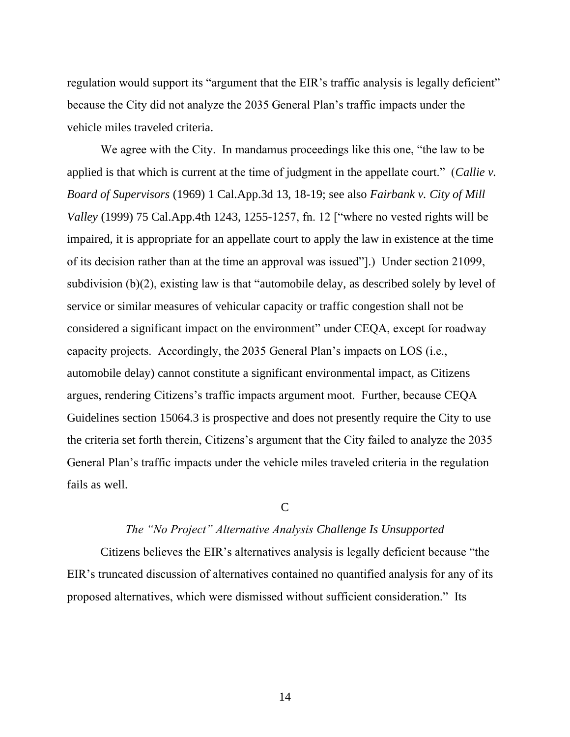regulation would support its "argument that the EIR's traffic analysis is legally deficient" because the City did not analyze the 2035 General Plan's traffic impacts under the vehicle miles traveled criteria.

We agree with the City. In mandamus proceedings like this one, "the law to be applied is that which is current at the time of judgment in the appellate court." (*Callie v. Board of Supervisors* (1969) 1 Cal.App.3d 13, 18-19; see also *Fairbank v. City of Mill Valley* (1999) 75 Cal.App.4th 1243, 1255-1257, fn. 12 ["where no vested rights will be impaired, it is appropriate for an appellate court to apply the law in existence at the time of its decision rather than at the time an approval was issued"].) Under section 21099, subdivision (b)(2), existing law is that "automobile delay, as described solely by level of service or similar measures of vehicular capacity or traffic congestion shall not be considered a significant impact on the environment" under CEQA, except for roadway capacity projects. Accordingly, the 2035 General Plan's impacts on LOS (i.e., automobile delay) cannot constitute a significant environmental impact, as Citizens argues, rendering Citizens's traffic impacts argument moot. Further, because CEQA Guidelines section 15064.3 is prospective and does not presently require the City to use the criteria set forth therein, Citizens's argument that the City failed to analyze the 2035 General Plan's traffic impacts under the vehicle miles traveled criteria in the regulation fails as well.

### C

### *The "No Project" Alternative Analysis Challenge Is Unsupported*

Citizens believes the EIR's alternatives analysis is legally deficient because "the EIR's truncated discussion of alternatives contained no quantified analysis for any of its proposed alternatives, which were dismissed without sufficient consideration." Its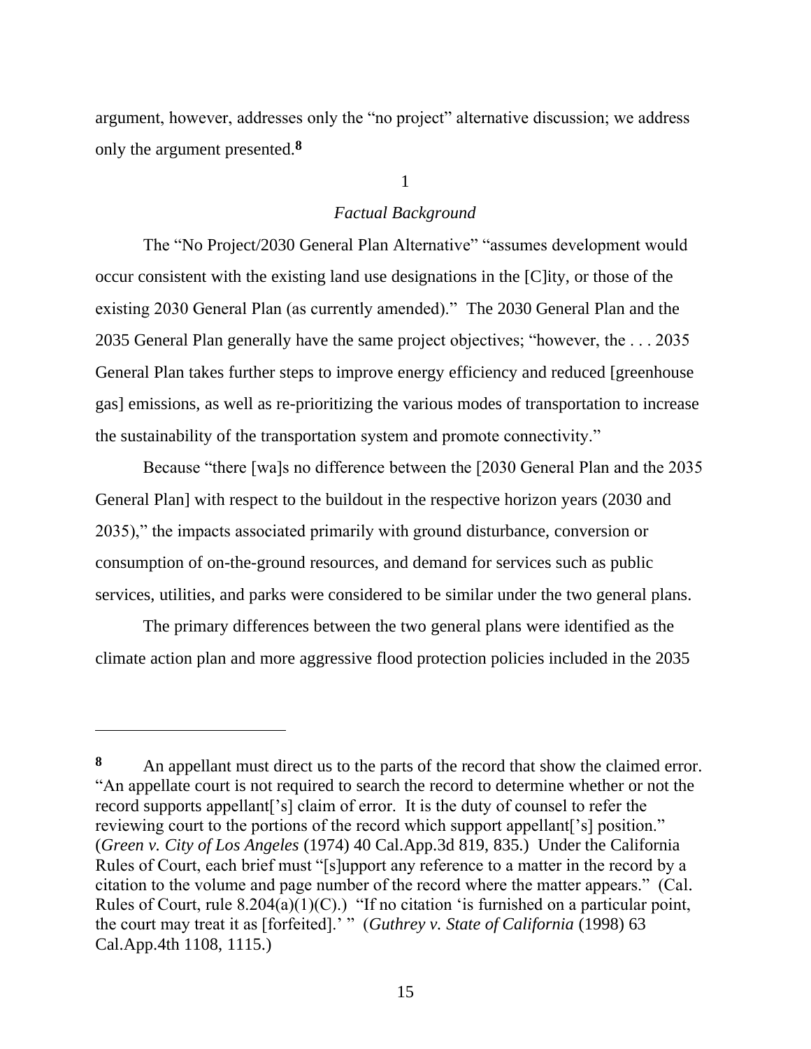argument, however, addresses only the "no project" alternative discussion; we address only the argument presented.[8]

1

*Factual Background*

The "No Project/2030 General Plan Alternative" "assumes development would occur consistent with the existing land use designations in the [C]ity, or those of the existing 2030 General Plan (as currently amended)." The 2030 General Plan and the 2035 General Plan generally have the same project objectives; "however, the . . . 2035 General Plan takes further steps to improve energy efficiency and reduced [greenhouse gas] emissions, as well as re-prioritizing the various modes of transportation to increase the sustainability of the transportation system and promote connectivity."

Because "there [wa]s no difference between the [2030 General Plan and the 2035 General Plan] with respect to the buildout in the respective horizon years (2030 and 2035)," the impacts associated primarily with ground disturbance, conversion or consumption of on-the-ground resources, and demand for services such as public services, utilities, and parks were considered to be similar under the two general plans.

The primary differences between the two general plans were identified as the climate action plan and more aggressive flood protection policies included in the 2035

---

[8] An appellant must direct us to the parts of the record that show the claimed error. "An appellate court is not required to search the record to determine whether or not the record supports appellant['s] claim of error. It is the duty of counsel to refer the reviewing court to the portions of the record which support appellant['s] position." (*Green v. City of Los Angeles* (1974) 40 Cal.App.3d 819, 835.) Under the California Rules of Court, each brief must "[s]upport any reference to a matter in the record by a citation to the volume and page number of the record where the matter appears." (Cal. Rules of Court, rule 8.204(a)(1)(C).) "If no citation 'is furnished on a particular point, the court may treat it as [forfeited].' " (*Guthrey v. State of California* (1998) 63 Cal.App.4th 1108, 1115.)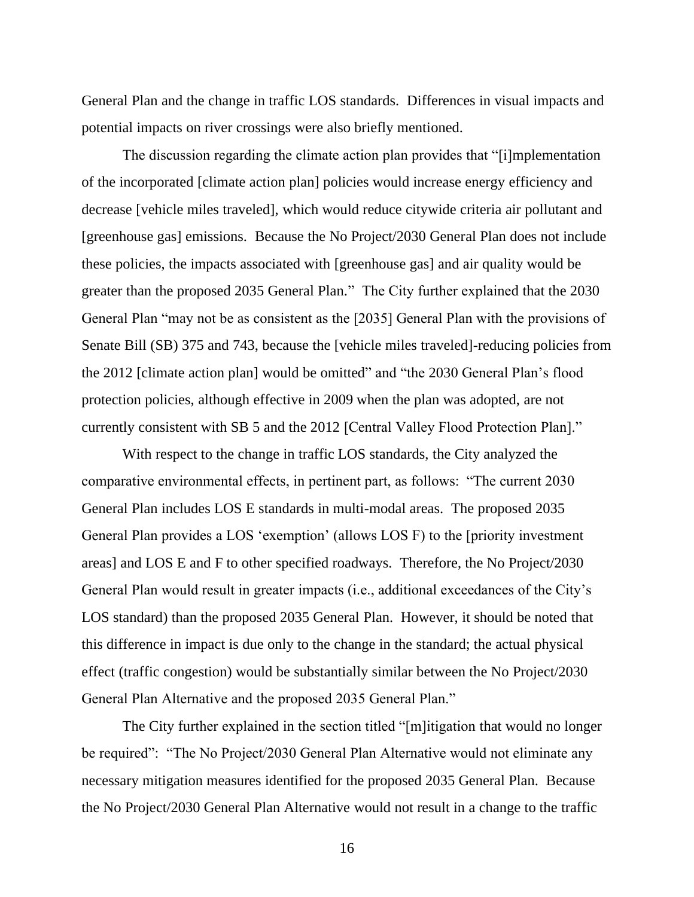General Plan and the change in traffic LOS standards. Differences in visual impacts and potential impacts on river crossings were also briefly mentioned.

The discussion regarding the climate action plan provides that "[i]mplementation of the incorporated [climate action plan] policies would increase energy efficiency and decrease [vehicle miles traveled], which would reduce citywide criteria air pollutant and [greenhouse gas] emissions. Because the No Project/2030 General Plan does not include these policies, the impacts associated with [greenhouse gas] and air quality would be greater than the proposed 2035 General Plan." The City further explained that the 2030 General Plan "may not be as consistent as the [2035] General Plan with the provisions of Senate Bill (SB) 375 and 743, because the [vehicle miles traveled]-reducing policies from the 2012 [climate action plan] would be omitted" and "the 2030 General Plan's flood protection policies, although effective in 2009 when the plan was adopted, are not currently consistent with SB 5 and the 2012 [Central Valley Flood Protection Plan]."

With respect to the change in traffic LOS standards, the City analyzed the comparative environmental effects, in pertinent part, as follows: "The current 2030 General Plan includes LOS E standards in multi-modal areas. The proposed 2035 General Plan provides a LOS 'exemption' (allows LOS F) to the [priority investment areas] and LOS E and F to other specified roadways. Therefore, the No Project/2030 General Plan would result in greater impacts (i.e., additional exceedances of the City's LOS standard) than the proposed 2035 General Plan. However, it should be noted that this difference in impact is due only to the change in the standard; the actual physical effect (traffic congestion) would be substantially similar between the No Project/2030 General Plan Alternative and the proposed 2035 General Plan."

The City further explained in the section titled "[m]itigation that would no longer be required": "The No Project/2030 General Plan Alternative would not eliminate any necessary mitigation measures identified for the proposed 2035 General Plan. Because the No Project/2030 General Plan Alternative would not result in a change to the traffic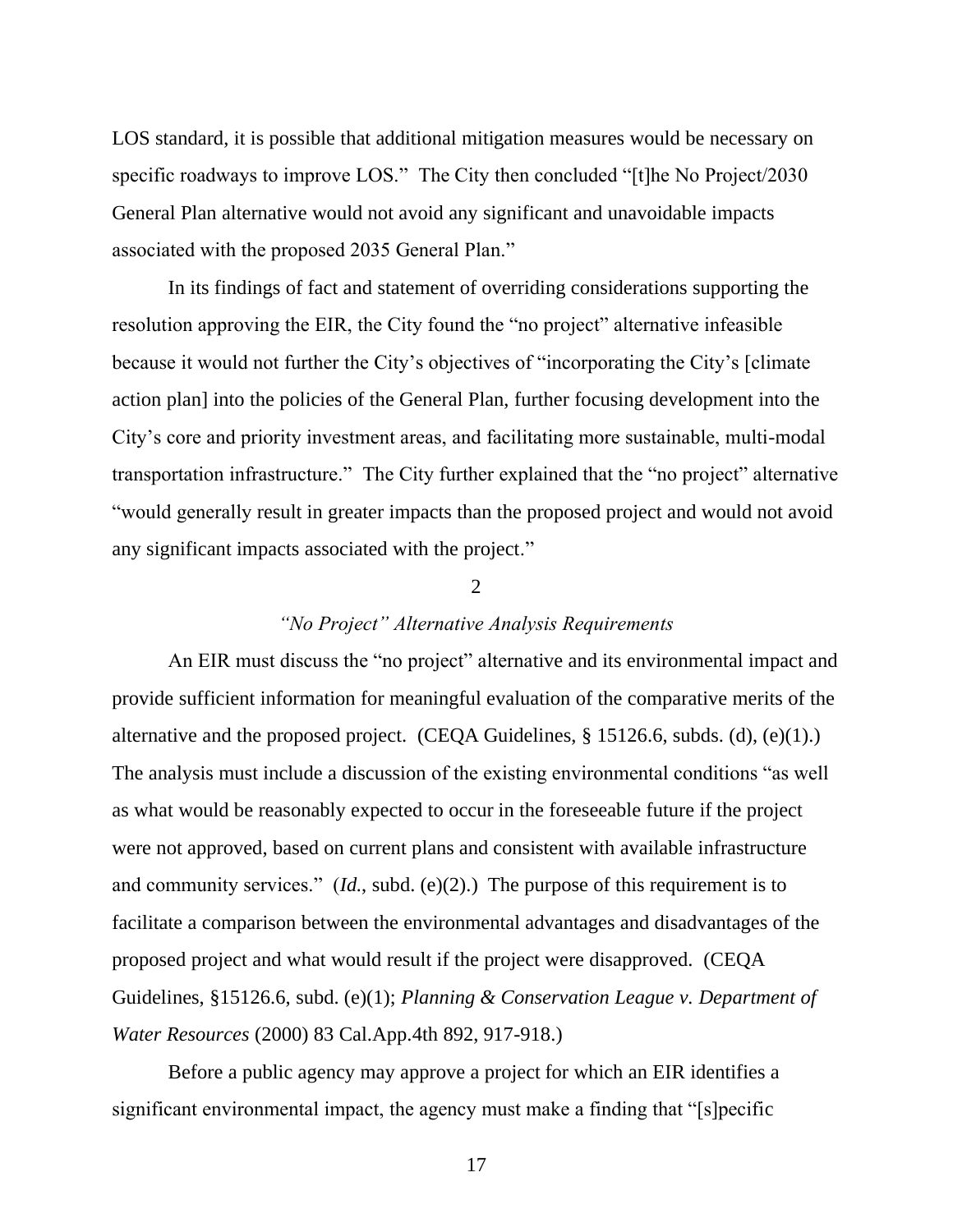LOS standard, it is possible that additional mitigation measures would be necessary on specific roadways to improve LOS." The City then concluded "[t]he No Project/2030 General Plan alternative would not avoid any significant and unavoidable impacts associated with the proposed 2035 General Plan."

In its findings of fact and statement of overriding considerations supporting the resolution approving the EIR, the City found the "no project" alternative infeasible because it would not further the City's objectives of "incorporating the City's [climate action plan] into the policies of the General Plan, further focusing development into the City's core and priority investment areas, and facilitating more sustainable, multi-modal transportation infrastructure." The City further explained that the "no project" alternative "would generally result in greater impacts than the proposed project and would not avoid any significant impacts associated with the project."

2

*"No Project" Alternative Analysis Requirements*

An EIR must discuss the "no project" alternative and its environmental impact and provide sufficient information for meaningful evaluation of the comparative merits of the alternative and the proposed project. (CEQA Guidelines, § 15126.6, subds. (d), (e)(1).) The analysis must include a discussion of the existing environmental conditions "as well as what would be reasonably expected to occur in the foreseeable future if the project were not approved, based on current plans and consistent with available infrastructure and community services." (*Id.*, subd. (e)(2).) The purpose of this requirement is to facilitate a comparison between the environmental advantages and disadvantages of the proposed project and what would result if the project were disapproved. (CEQA Guidelines, §15126.6, subd. (e)(1); *Planning & Conservation League v. Department of Water Resources* (2000) 83 Cal.App.4th 892, 917-918.)

Before a public agency may approve a project for which an EIR identifies a significant environmental impact, the agency must make a finding that "[s]pecific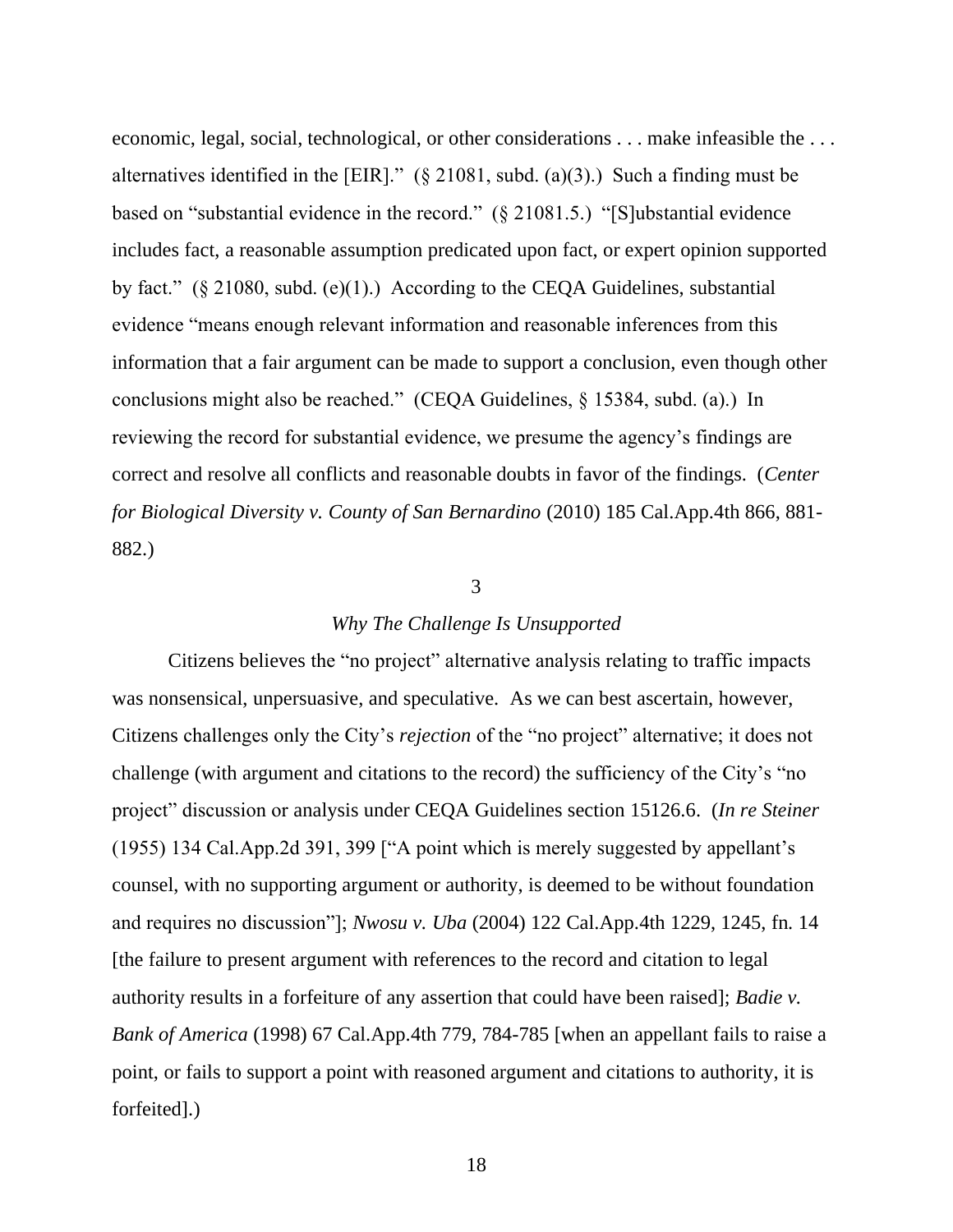economic, legal, social, technological, or other considerations . . . make infeasible the . . . alternatives identified in the [EIR]." (§ 21081, subd. (a)(3).) Such a finding must be based on "substantial evidence in the record." (§ 21081.5.) "[S]ubstantial evidence includes fact, a reasonable assumption predicated upon fact, or expert opinion supported by fact." (§ 21080, subd. (e)(1).) According to the CEQA Guidelines, substantial evidence "means enough relevant information and reasonable inferences from this information that a fair argument can be made to support a conclusion, even though other conclusions might also be reached." (CEQA Guidelines, § 15384, subd. (a).) In reviewing the record for substantial evidence, we presume the agency's findings are correct and resolve all conflicts and reasonable doubts in favor of the findings. (*Center for Biological Diversity v. County of San Bernardino* (2010) 185 Cal.App.4th 866, 881-882.)

3

*Why The Challenge Is Unsupported*

Citizens believes the "no project" alternative analysis relating to traffic impacts was nonsensical, unpersuasive, and speculative. As we can best ascertain, however, Citizens challenges only the City's *rejection* of the "no project" alternative; it does not challenge (with argument and citations to the record) the sufficiency of the City's "no project" discussion or analysis under CEQA Guidelines section 15126.6. (*In re Steiner* (1955) 134 Cal.App.2d 391, 399 ["A point which is merely suggested by appellant's counsel, with no supporting argument or authority, is deemed to be without foundation and requires no discussion"]; *Nwosu v. Uba* (2004) 122 Cal.App.4th 1229, 1245, fn. 14 [the failure to present argument with references to the record and citation to legal authority results in a forfeiture of any assertion that could have been raised]; *Badie v. Bank of America* (1998) 67 Cal.App.4th 779, 784-785 [when an appellant fails to raise a point, or fails to support a point with reasoned argument and citations to authority, it is forfeited].)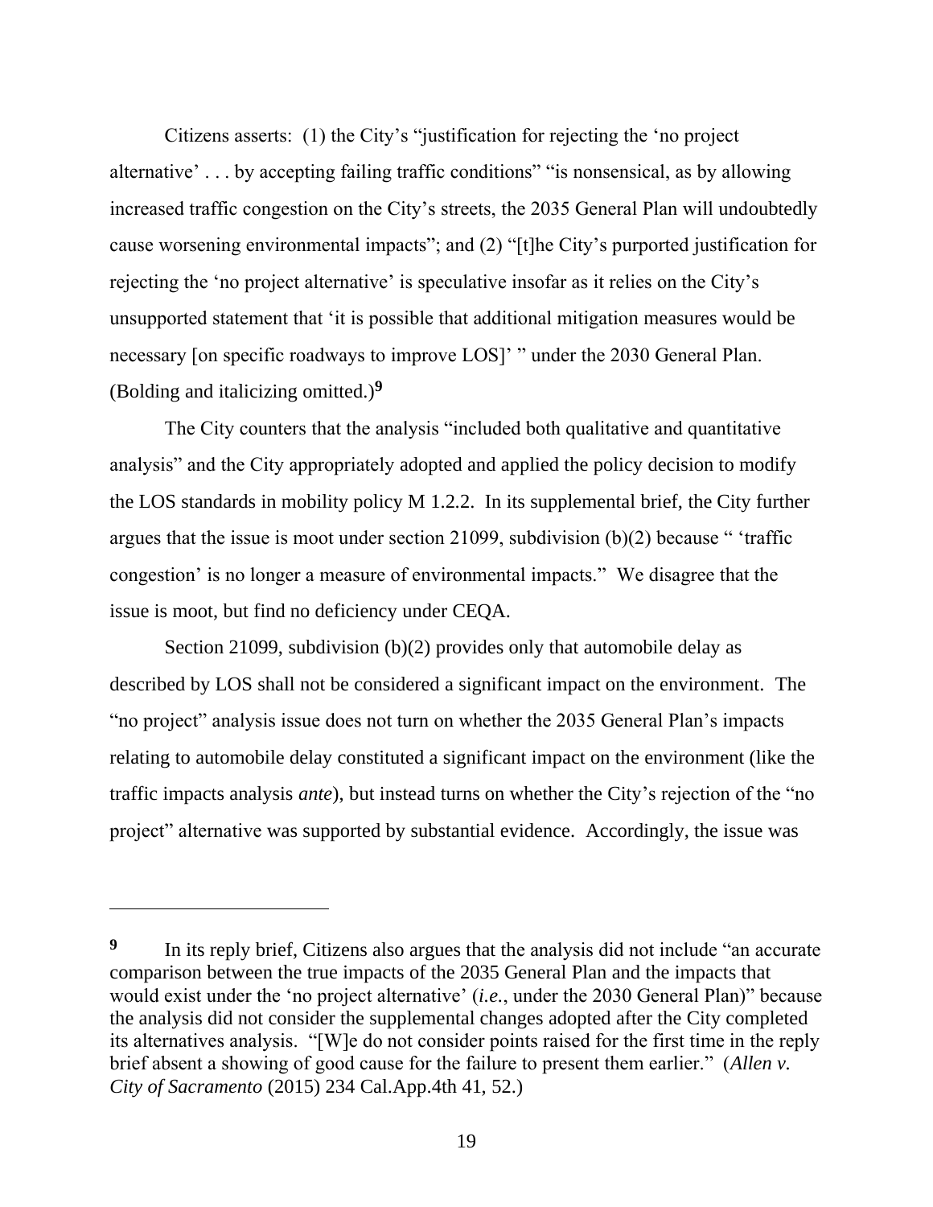Citizens asserts: (1) the City's "justification for rejecting the 'no project alternative' . . . by accepting failing traffic conditions" "is nonsensical, as by allowing increased traffic congestion on the City's streets, the 2035 General Plan will undoubtedly cause worsening environmental impacts"; and (2) "[t]he City's purported justification for rejecting the 'no project alternative' is speculative insofar as it relies on the City's unsupported statement that 'it is possible that additional mitigation measures would be necessary [on specific roadways to improve LOS]' " under the 2030 General Plan. (Bolding and italicizing omitted.)[9]

The City counters that the analysis "included both qualitative and quantitative analysis" and the City appropriately adopted and applied the policy decision to modify the LOS standards in mobility policy M 1.2.2. In its supplemental brief, the City further argues that the issue is moot under section 21099, subdivision (b)(2) because " 'traffic congestion' is no longer a measure of environmental impacts." We disagree that the issue is moot, but find no deficiency under CEQA.

Section 21099, subdivision (b)(2) provides only that automobile delay as described by LOS shall not be considered a significant impact on the environment. The "no project" analysis issue does not turn on whether the 2035 General Plan's impacts relating to automobile delay constituted a significant impact on the environment (like the traffic impacts analysis *ante*), but instead turns on whether the City's rejection of the "no project" alternative was supported by substantial evidence. Accordingly, the issue was

---

**9** In its reply brief, Citizens also argues that the analysis did not include "an accurate comparison between the true impacts of the 2035 General Plan and the impacts that would exist under the 'no project alternative' (*i.e.*, under the 2030 General Plan)" because the analysis did not consider the supplemental changes adopted after the City completed its alternatives analysis. "[W]e do not consider points raised for the first time in the reply brief absent a showing of good cause for the failure to present them earlier." (*Allen v. City of Sacramento* (2015) 234 Cal.App.4th 41, 52.)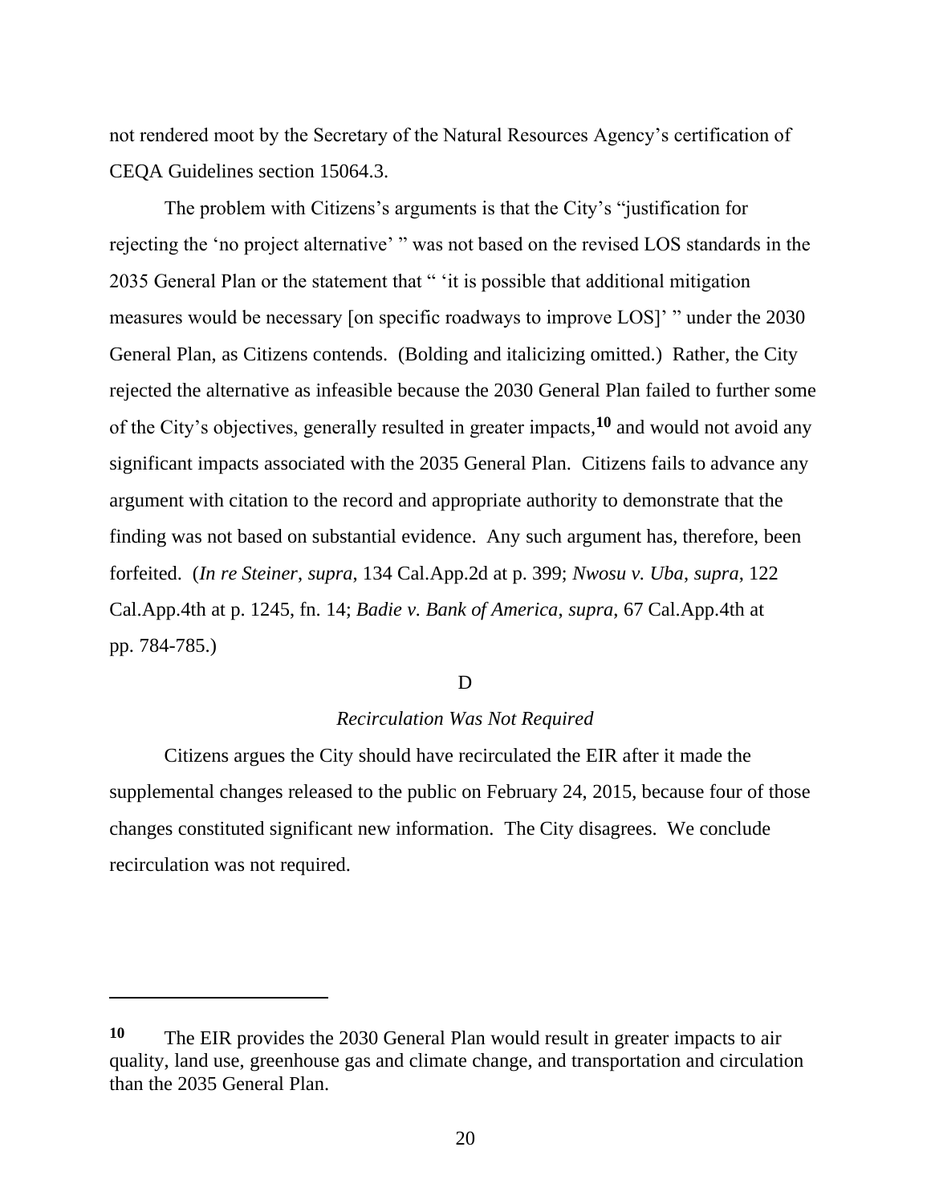not rendered moot by the Secretary of the Natural Resources Agency's certification of CEQA Guidelines section 15064.3.

The problem with Citizens's arguments is that the City's "justification for rejecting the 'no project alternative' " was not based on the revised LOS standards in the 2035 General Plan or the statement that " 'it is possible that additional mitigation measures would be necessary [on specific roadways to improve LOS]' " under the 2030 General Plan, as Citizens contends. (Bolding and italicizing omitted.) Rather, the City rejected the alternative as infeasible because the 2030 General Plan failed to further some of the City's objectives, generally resulted in greater impacts,[10] and would not avoid any significant impacts associated with the 2035 General Plan. Citizens fails to advance any argument with citation to the record and appropriate authority to demonstrate that the finding was not based on substantial evidence. Any such argument has, therefore, been forfeited. (*In re Steiner*, *supra*, 134 Cal.App.2d at p. 399; *Nwosu v. Uba*, *supra*, 122 Cal.App.4th at p. 1245, fn. 14; *Badie v. Bank of America*, *supra*, 67 Cal.App.4th at pp. 784-785.)

D

*Recirculation Was Not Required*

Citizens argues the City should have recirculated the EIR after it made the supplemental changes released to the public on February 24, 2015, because four of those changes constituted significant new information. The City disagrees. We conclude recirculation was not required.

---

[10] The EIR provides the 2030 General Plan would result in greater impacts to air quality, land use, greenhouse gas and climate change, and transportation and circulation than the 2035 General Plan.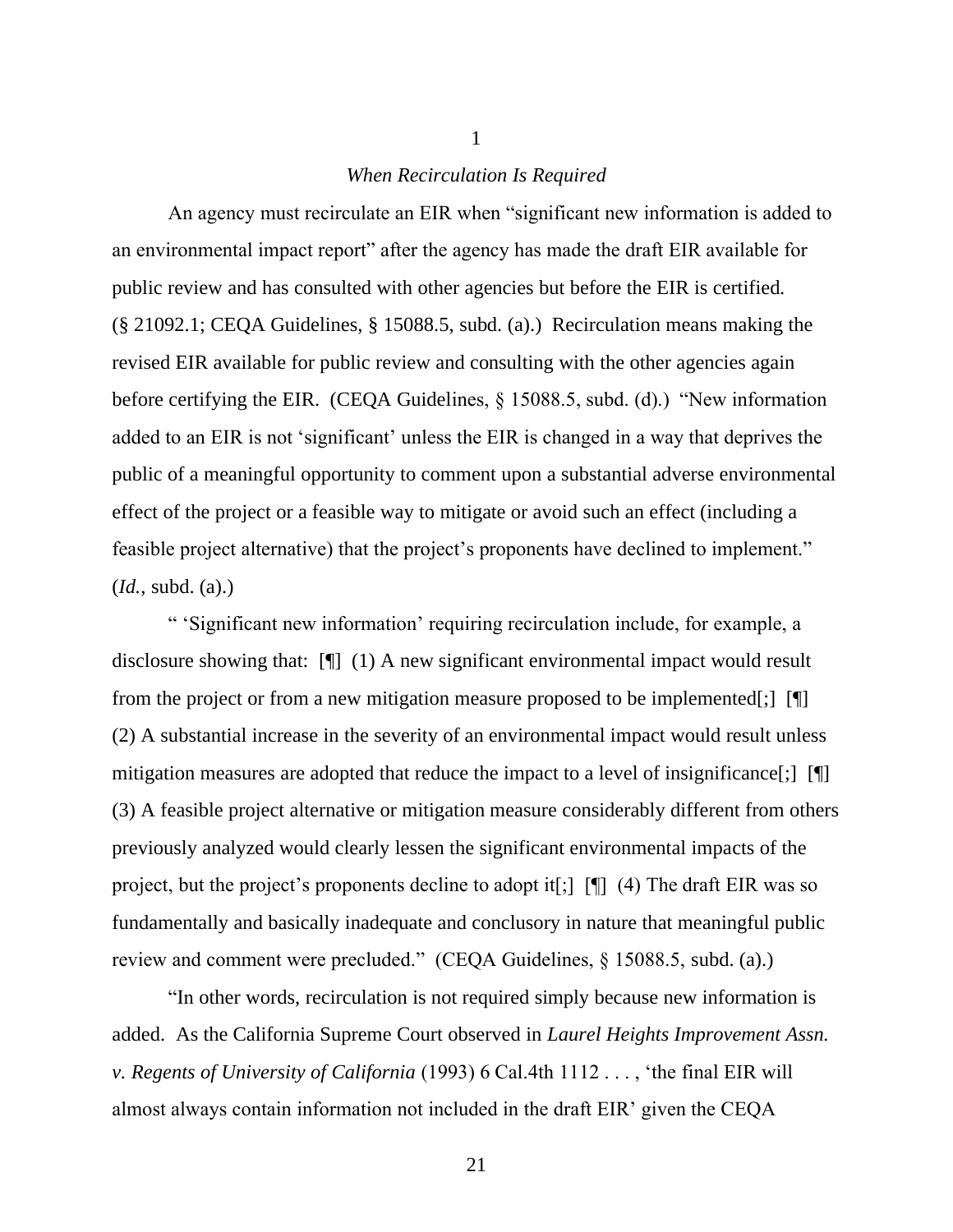### 1

### *When Recirculation Is Required*

An agency must recirculate an EIR when "significant new information is added to an environmental impact report" after the agency has made the draft EIR available for public review and has consulted with other agencies but before the EIR is certified. (§ 21092.1; CEQA Guidelines, § 15088.5, subd. (a).) Recirculation means making the revised EIR available for public review and consulting with the other agencies again before certifying the EIR. (CEQA Guidelines, § 15088.5, subd. (d).) "New information added to an EIR is not 'significant' unless the EIR is changed in a way that deprives the public of a meaningful opportunity to comment upon a substantial adverse environmental effect of the project or a feasible way to mitigate or avoid such an effect (including a feasible project alternative) that the project's proponents have declined to implement." (*Id.*, subd. (a).)

" 'Significant new information' requiring recirculation include, for example, a disclosure showing that: [¶] (1) A new significant environmental impact would result from the project or from a new mitigation measure proposed to be implemented[;] [¶] (2) A substantial increase in the severity of an environmental impact would result unless mitigation measures are adopted that reduce the impact to a level of insignificance[;] [¶] (3) A feasible project alternative or mitigation measure considerably different from others previously analyzed would clearly lessen the significant environmental impacts of the project, but the project's proponents decline to adopt it[;] [¶] (4) The draft EIR was so fundamentally and basically inadequate and conclusory in nature that meaningful public review and comment were precluded." (CEQA Guidelines, § 15088.5, subd. (a).)

"In other words, recirculation is not required simply because new information is added. As the California Supreme Court observed in *Laurel Heights Improvement Assn. v. Regents of University of California* (1993) 6 Cal.4th 1112 . . . , 'the final EIR will almost always contain information not included in the draft EIR' given the CEQA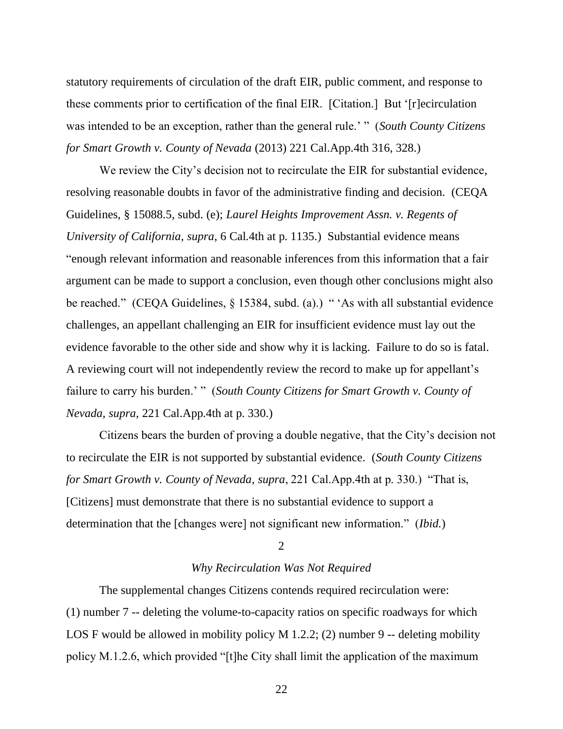statutory requirements of circulation of the draft EIR, public comment, and response to these comments prior to certification of the final EIR. [Citation.] But '[r]ecirculation was intended to be an exception, rather than the general rule.' " (*South County Citizens for Smart Growth v. County of Nevada* (2013) 221 Cal.App.4th 316, 328.)

We review the City's decision not to recirculate the EIR for substantial evidence, resolving reasonable doubts in favor of the administrative finding and decision. (CEQA Guidelines, § 15088.5, subd. (e); *Laurel Heights Improvement Assn. v. Regents of University of California*, *supra*, 6 Cal.4th at p. 1135.) Substantial evidence means "enough relevant information and reasonable inferences from this information that a fair argument can be made to support a conclusion, even though other conclusions might also be reached." (CEQA Guidelines, § 15384, subd. (a).) " 'As with all substantial evidence challenges, an appellant challenging an EIR for insufficient evidence must lay out the evidence favorable to the other side and show why it is lacking. Failure to do so is fatal. A reviewing court will not independently review the record to make up for appellant's failure to carry his burden.' " (*South County Citizens for Smart Growth v. County of Nevada*, *supra*, 221 Cal.App.4th at p. 330.)

Citizens bears the burden of proving a double negative, that the City's decision not to recirculate the EIR is not supported by substantial evidence. (*South County Citizens for Smart Growth v. County of Nevada*, *supra*, 221 Cal.App.4th at p. 330.) "That is, [Citizens] must demonstrate that there is no substantial evidence to support a determination that the [changes were] not significant new information." (*Ibid.*)

2

*Why Recirculation Was Not Required*

The supplemental changes Citizens contends required recirculation were: (1) number 7 -- deleting the volume-to-capacity ratios on specific roadways for which LOS F would be allowed in mobility policy M 1.2.2; (2) number 9 -- deleting mobility policy M.1.2.6, which provided "[t]he City shall limit the application of the maximum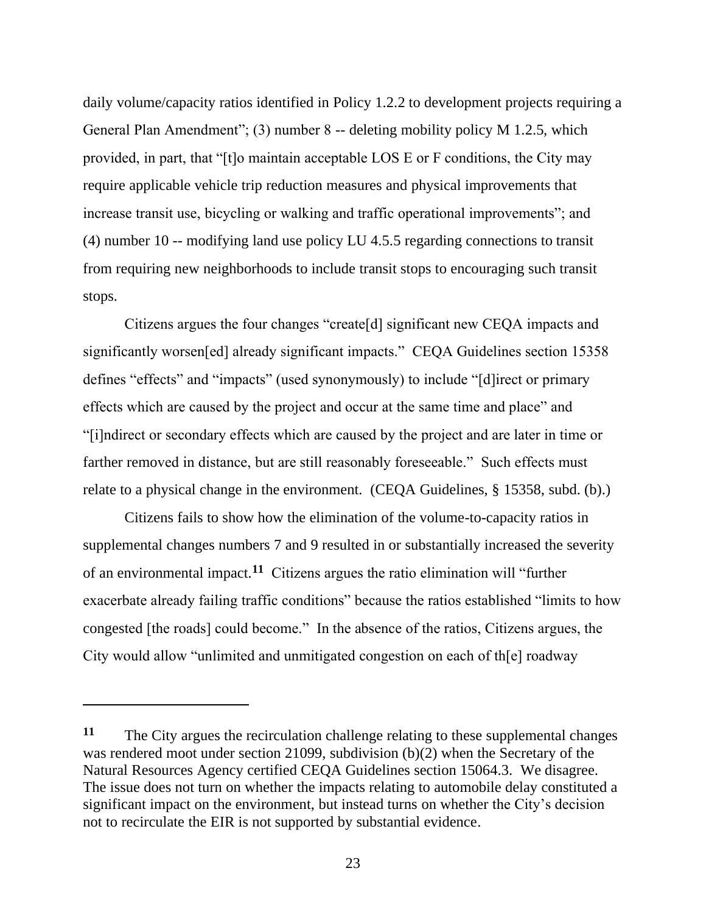daily volume/capacity ratios identified in Policy 1.2.2 to development projects requiring a General Plan Amendment"; (3) number 8 -- deleting mobility policy M 1.2.5, which provided, in part, that "[t]o maintain acceptable LOS E or F conditions, the City may require applicable vehicle trip reduction measures and physical improvements that increase transit use, bicycling or walking and traffic operational improvements"; and (4) number 10 -- modifying land use policy LU 4.5.5 regarding connections to transit from requiring new neighborhoods to include transit stops to encouraging such transit stops.

Citizens argues the four changes "create[d] significant new CEQA impacts and significantly worsen[ed] already significant impacts." CEQA Guidelines section 15358 defines "effects" and "impacts" (used synonymously) to include "[d]irect or primary effects which are caused by the project and occur at the same time and place" and "[i]ndirect or secondary effects which are caused by the project and are later in time or farther removed in distance, but are still reasonably foreseeable." Such effects must relate to a physical change in the environment. (CEQA Guidelines, § 15358, subd. (b).)

Citizens fails to show how the elimination of the volume-to-capacity ratios in supplemental changes numbers 7 and 9 resulted in or substantially increased the severity of an environmental impact.[11] Citizens argues the ratio elimination will "further exacerbate already failing traffic conditions" because the ratios established "limits to how congested [the roads] could become." In the absence of the ratios, Citizens argues, the City would allow "unlimited and unmitigated congestion on each of th[e] roadway

---

[11] The City argues the recirculation challenge relating to these supplemental changes was rendered moot under section 21099, subdivision (b)(2) when the Secretary of the Natural Resources Agency certified CEQA Guidelines section 15064.3. We disagree. The issue does not turn on whether the impacts relating to automobile delay constituted a significant impact on the environment, but instead turns on whether the City's decision not to recirculate the EIR is not supported by substantial evidence.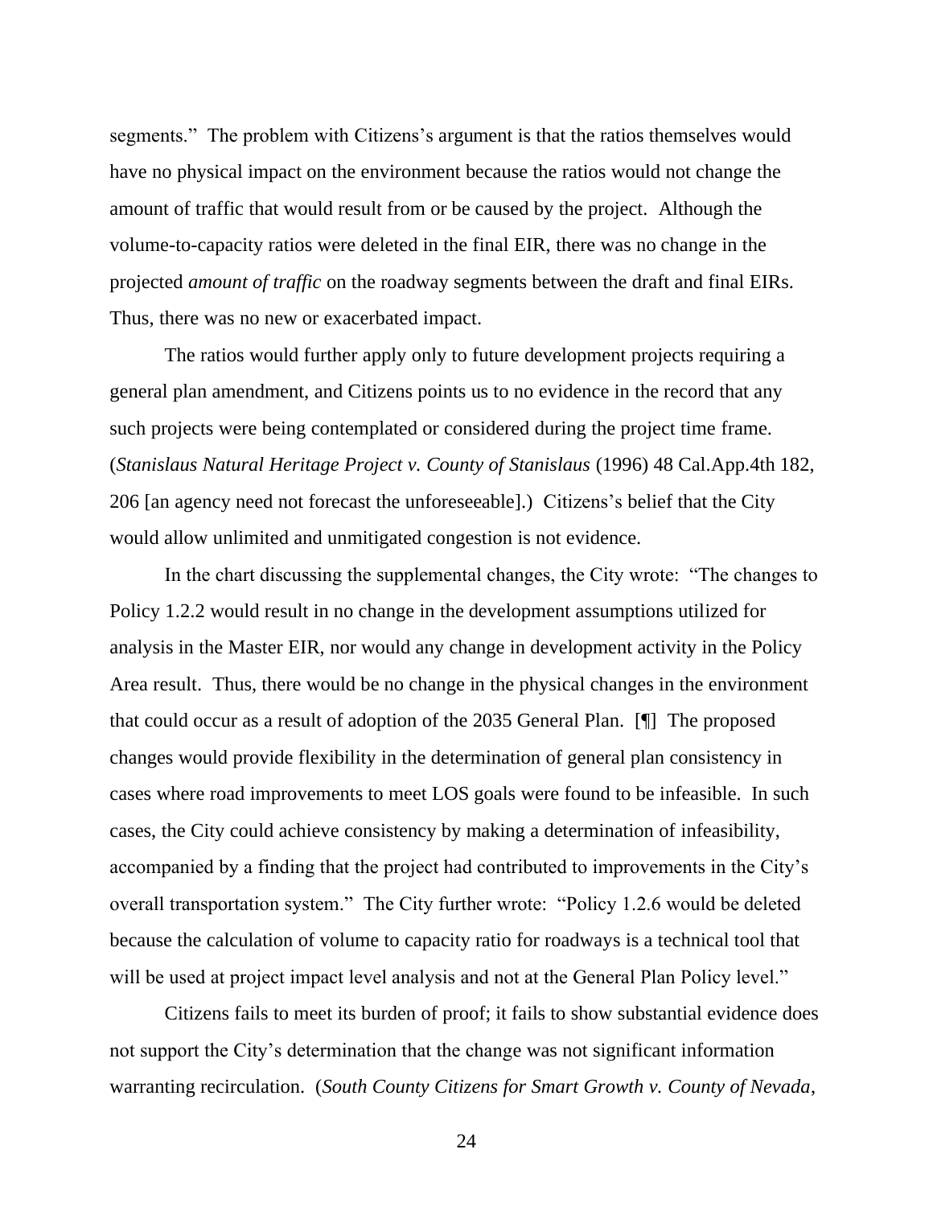segments." The problem with Citizens's argument is that the ratios themselves would have no physical impact on the environment because the ratios would not change the amount of traffic that would result from or be caused by the project. Although the volume-to-capacity ratios were deleted in the final EIR, there was no change in the projected *amount of traffic* on the roadway segments between the draft and final EIRs. Thus, there was no new or exacerbated impact.

The ratios would further apply only to future development projects requiring a general plan amendment, and Citizens points us to no evidence in the record that any such projects were being contemplated or considered during the project time frame. (*Stanislaus Natural Heritage Project v. County of Stanislaus* (1996) 48 Cal.App.4th 182, 206 [an agency need not forecast the unforeseeable].) Citizens's belief that the City would allow unlimited and unmitigated congestion is not evidence.

In the chart discussing the supplemental changes, the City wrote: "The changes to Policy 1.2.2 would result in no change in the development assumptions utilized for analysis in the Master EIR, nor would any change in development activity in the Policy Area result. Thus, there would be no change in the physical changes in the environment that could occur as a result of adoption of the 2035 General Plan. [¶] The proposed changes would provide flexibility in the determination of general plan consistency in cases where road improvements to meet LOS goals were found to be infeasible. In such cases, the City could achieve consistency by making a determination of infeasibility, accompanied by a finding that the project had contributed to improvements in the City's overall transportation system." The City further wrote: "Policy 1.2.6 would be deleted because the calculation of volume to capacity ratio for roadways is a technical tool that will be used at project impact level analysis and not at the General Plan Policy level."

Citizens fails to meet its burden of proof; it fails to show substantial evidence does not support the City's determination that the change was not significant information warranting recirculation. (*South County Citizens for Smart Growth v. County of Nevada*,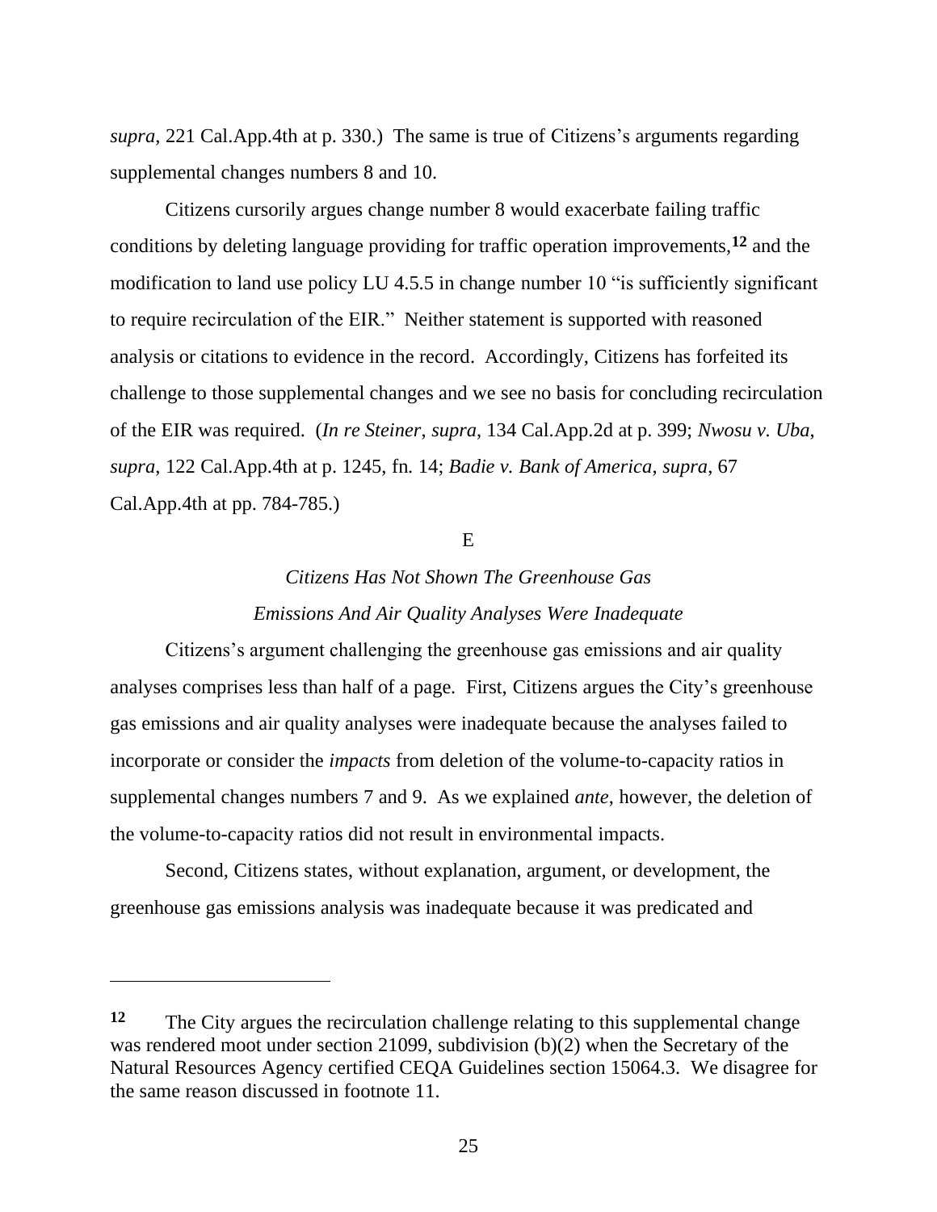*supra*, 221 Cal.App.4th at p. 330.) The same is true of Citizens's arguments regarding supplemental changes numbers 8 and 10.

Citizens cursorily argues change number 8 would exacerbate failing traffic conditions by deleting language providing for traffic operation improvements,[12] and the modification to land use policy LU 4.5.5 in change number 10 "is sufficiently significant to require recirculation of the EIR." Neither statement is supported with reasoned analysis or citations to evidence in the record. Accordingly, Citizens has forfeited its challenge to those supplemental changes and we see no basis for concluding recirculation of the EIR was required. (*In re Steiner*, *supra*, 134 Cal.App.2d at p. 399; *Nwosu v. Uba*, *supra*, 122 Cal.App.4th at p. 1245, fn. 14; *Badie v. Bank of America*, *supra*, 67 Cal.App.4th at pp. 784-785.)

E

*Citizens Has Not Shown The Greenhouse Gas Emissions And Air Quality Analyses Were Inadequate*

Citizens's argument challenging the greenhouse gas emissions and air quality analyses comprises less than half of a page. First, Citizens argues the City's greenhouse gas emissions and air quality analyses were inadequate because the analyses failed to incorporate or consider the *impacts* from deletion of the volume-to-capacity ratios in supplemental changes numbers 7 and 9. As we explained *ante*, however, the deletion of the volume-to-capacity ratios did not result in environmental impacts.

Second, Citizens states, without explanation, argument, or development, the greenhouse gas emissions analysis was inadequate because it was predicated and

---

[12] The City argues the recirculation challenge relating to this supplemental change was rendered moot under section 21099, subdivision (b)(2) when the Secretary of the Natural Resources Agency certified CEQA Guidelines section 15064.3. We disagree for the same reason discussed in footnote 11.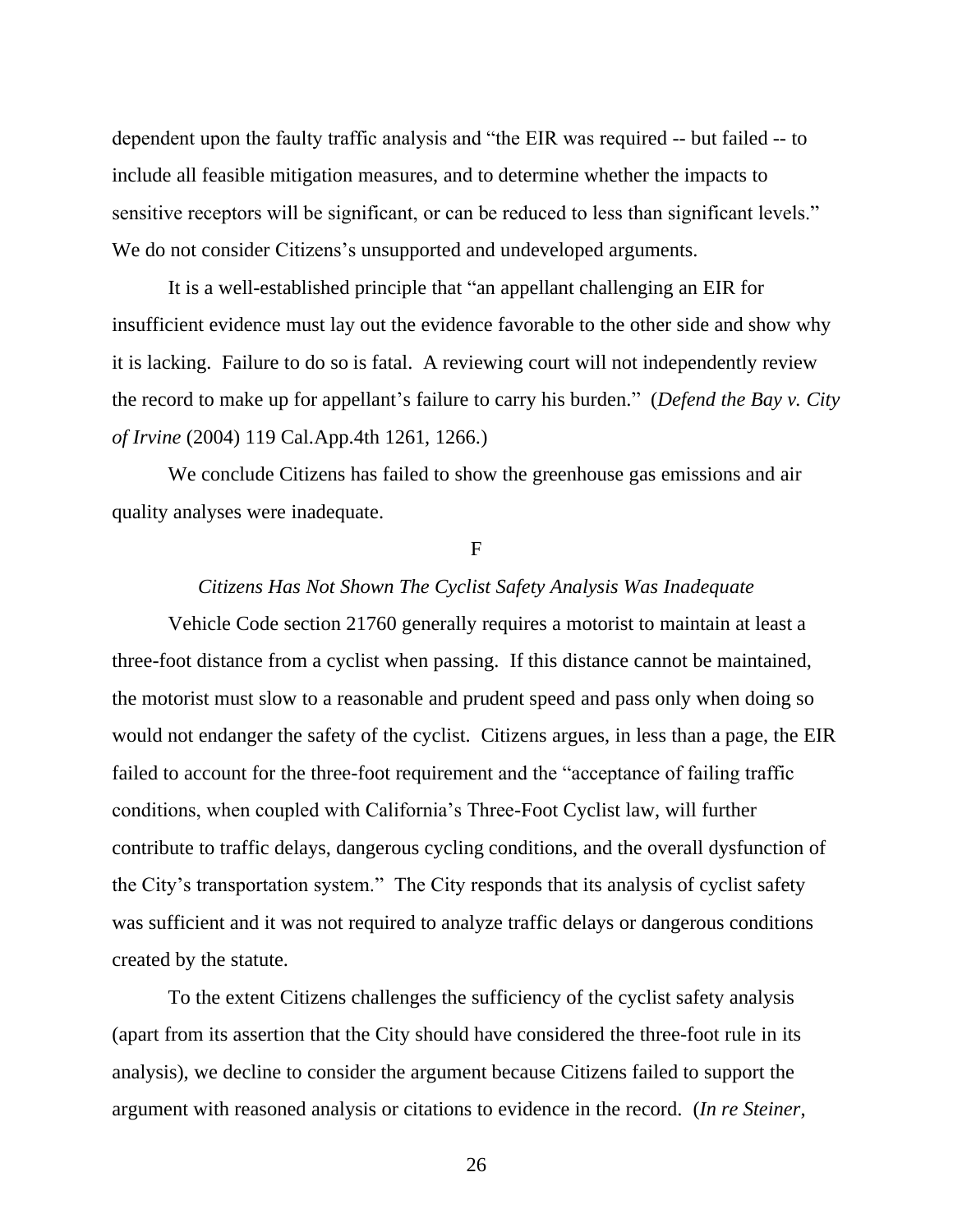dependent upon the faulty traffic analysis and "the EIR was required -- but failed -- to include all feasible mitigation measures, and to determine whether the impacts to sensitive receptors will be significant, or can be reduced to less than significant levels." We do not consider Citizens's unsupported and undeveloped arguments.

It is a well-established principle that "an appellant challenging an EIR for insufficient evidence must lay out the evidence favorable to the other side and show why it is lacking. Failure to do so is fatal. A reviewing court will not independently review the record to make up for appellant's failure to carry his burden." (*Defend the Bay v. City of Irvine* (2004) 119 Cal.App.4th 1261, 1266.)

We conclude Citizens has failed to show the greenhouse gas emissions and air quality analyses were inadequate.

F

*Citizens Has Not Shown The Cyclist Safety Analysis Was Inadequate*

Vehicle Code section 21760 generally requires a motorist to maintain at least a three-foot distance from a cyclist when passing. If this distance cannot be maintained, the motorist must slow to a reasonable and prudent speed and pass only when doing so would not endanger the safety of the cyclist. Citizens argues, in less than a page, the EIR failed to account for the three-foot requirement and the "acceptance of failing traffic conditions, when coupled with California's Three-Foot Cyclist law, will further contribute to traffic delays, dangerous cycling conditions, and the overall dysfunction of the City's transportation system." The City responds that its analysis of cyclist safety was sufficient and it was not required to analyze traffic delays or dangerous conditions created by the statute.

To the extent Citizens challenges the sufficiency of the cyclist safety analysis (apart from its assertion that the City should have considered the three-foot rule in its analysis), we decline to consider the argument because Citizens failed to support the argument with reasoned analysis or citations to evidence in the record. (*In re Steiner*,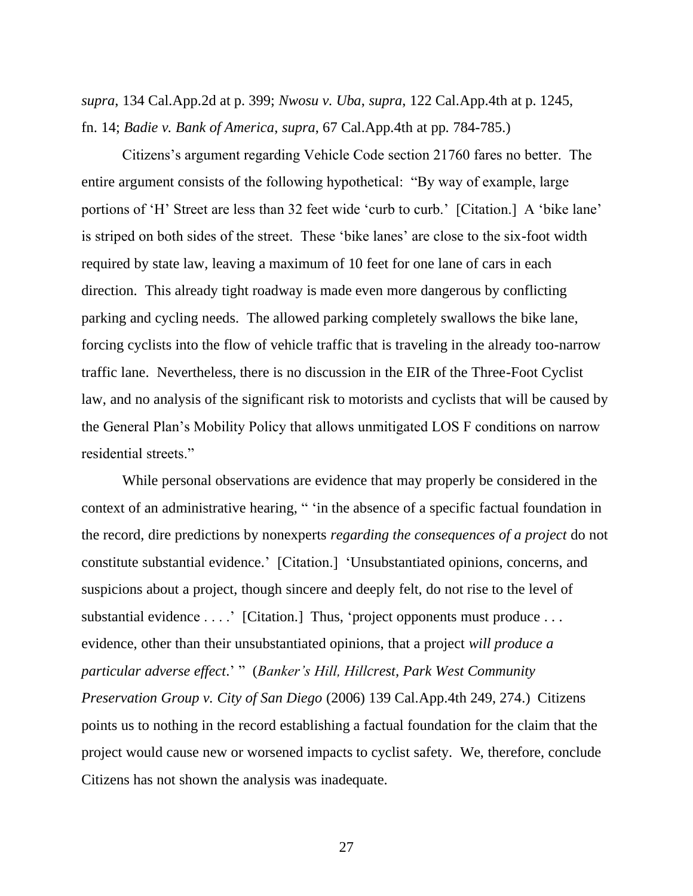*supra*, 134 Cal.App.2d at p. 399; *Nwosu v. Uba*, *supra*, 122 Cal.App.4th at p. 1245, fn. 14; *Badie v. Bank of America, supra*, 67 Cal.App.4th at pp. 784-785.)

Citizens's argument regarding Vehicle Code section 21760 fares no better. The entire argument consists of the following hypothetical: "By way of example, large portions of 'H' Street are less than 32 feet wide 'curb to curb.' [Citation.] A 'bike lane' is striped on both sides of the street. These 'bike lanes' are close to the six-foot width required by state law, leaving a maximum of 10 feet for one lane of cars in each direction. This already tight roadway is made even more dangerous by conflicting parking and cycling needs. The allowed parking completely swallows the bike lane, forcing cyclists into the flow of vehicle traffic that is traveling in the already too-narrow traffic lane. Nevertheless, there is no discussion in the EIR of the Three-Foot Cyclist law, and no analysis of the significant risk to motorists and cyclists that will be caused by the General Plan's Mobility Policy that allows unmitigated LOS F conditions on narrow residential streets."

While personal observations are evidence that may properly be considered in the context of an administrative hearing, " 'in the absence of a specific factual foundation in the record, dire predictions by nonexperts *regarding the consequences of a project* do not constitute substantial evidence.' [Citation.] 'Unsubstantiated opinions, concerns, and suspicions about a project, though sincere and deeply felt, do not rise to the level of substantial evidence . . . .' [Citation.] Thus, 'project opponents must produce . . . evidence, other than their unsubstantiated opinions, that a project *will produce a particular adverse effect*.' " (*Banker's Hill, Hillcrest, Park West Community Preservation Group v. City of San Diego* (2006) 139 Cal.App.4th 249, 274.) Citizens points us to nothing in the record establishing a factual foundation for the claim that the project would cause new or worsened impacts to cyclist safety. We, therefore, conclude Citizens has not shown the analysis was inadequate.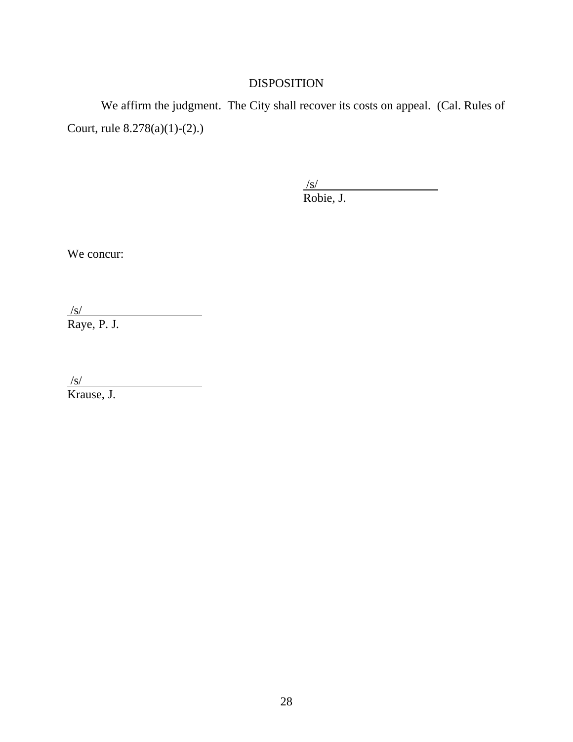## DISPOSITION

We affirm the judgment. The City shall recover its costs on appeal. (Cal. Rules of Court, rule 8.278(a)(1)-(2).)

/s/
Robie, J.

We concur:

/s/
Raye, P. J.

/s/
Krause, J.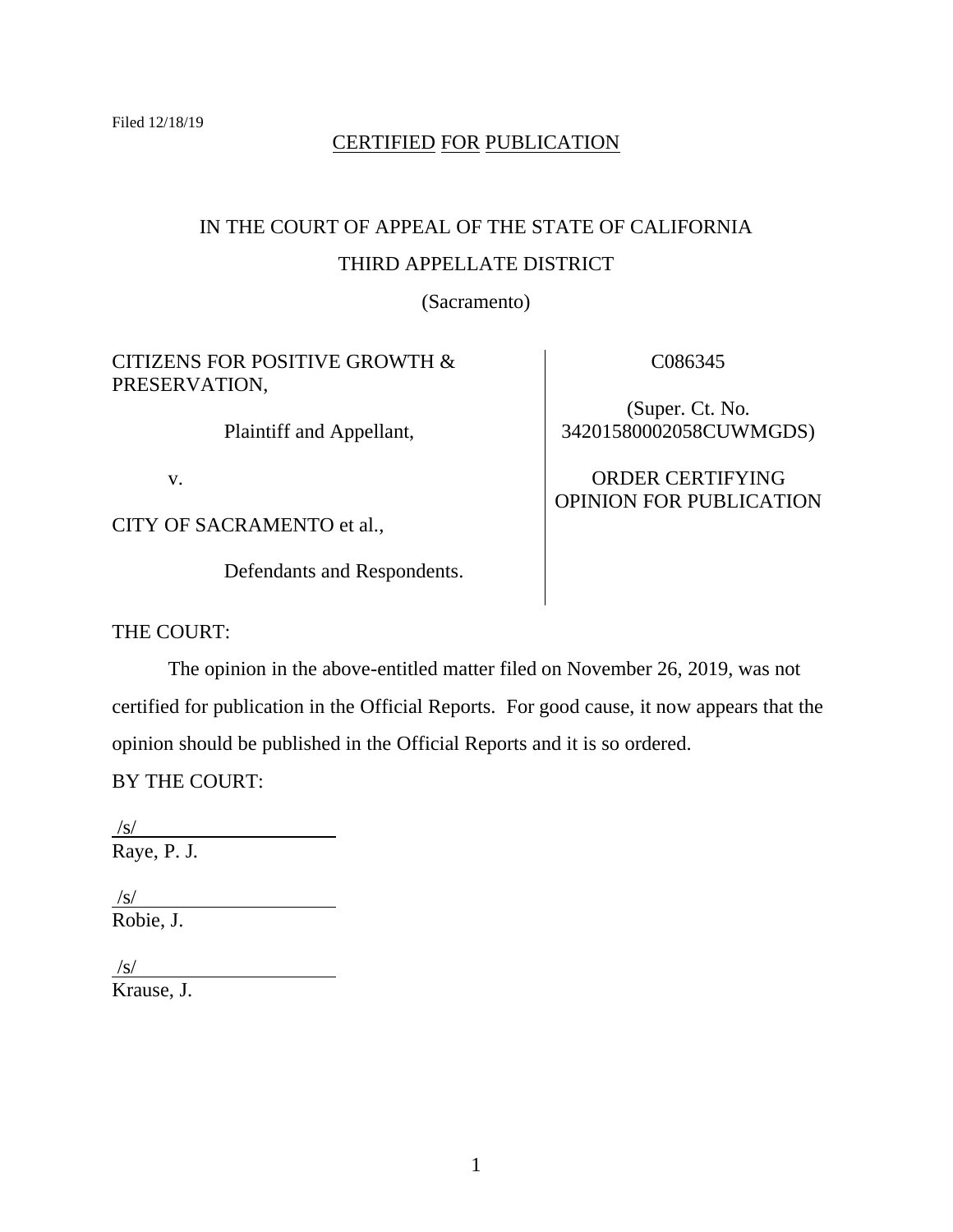Filed 12/18/19

CERTIFIED FOR PUBLICATION

IN THE COURT OF APPEAL OF THE STATE OF CALIFORNIA

THIRD APPELLATE DISTRICT

(Sacramento)

| | |
|---|---|
| CITIZENS FOR POSITIVE GROWTH & PRESERVATION,<br><br>Plaintiff and Appellant,<br><br>v.<br><br>CITY OF SACRAMENTO et al.,<br><br>Defendants and Respondents. | C086345<br><br>(Super. Ct. No. 34201580002058CUWMGDS)<br><br>ORDER CERTIFYING OPINION FOR PUBLICATION |

THE COURT:

The opinion in the above-entitled matter filed on November 26, 2019, was not certified for publication in the Official Reports. For good cause, it now appears that the opinion should be published in the Official Reports and it is so ordered.

BY THE COURT:

/s/
Raye, P. J.

/s/
Robie, J.

/s/
Krause, J.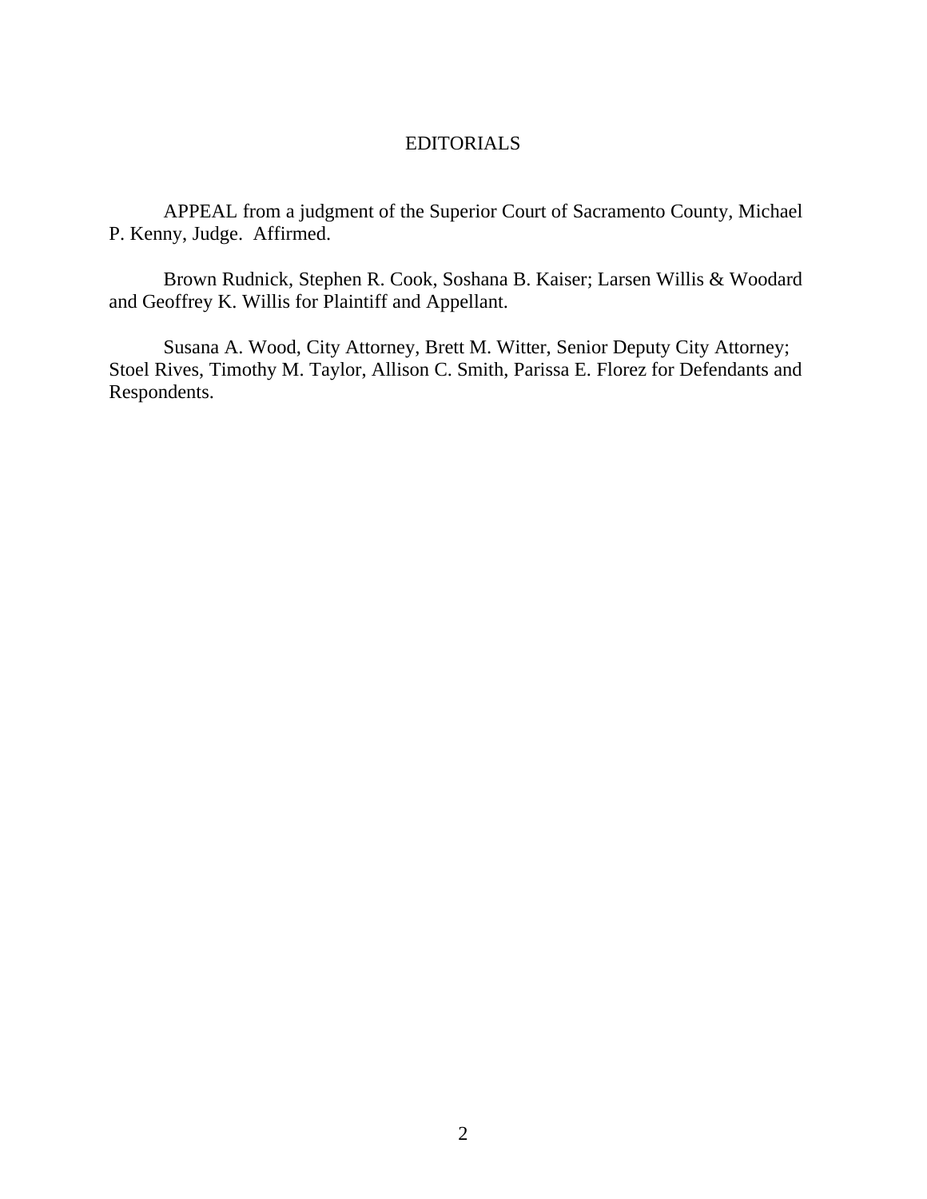EDITORIALS

APPEAL from a judgment of the Superior Court of Sacramento County, Michael P. Kenny, Judge. Affirmed.

Brown Rudnick, Stephen R. Cook, Soshana B. Kaiser; Larsen Willis & Woodard and Geoffrey K. Willis for Plaintiff and Appellant.

Susana A. Wood, City Attorney, Brett M. Witter, Senior Deputy City Attorney; Stoel Rives, Timothy M. Taylor, Allison C. Smith, Parissa E. Florez for Defendants and Respondents.